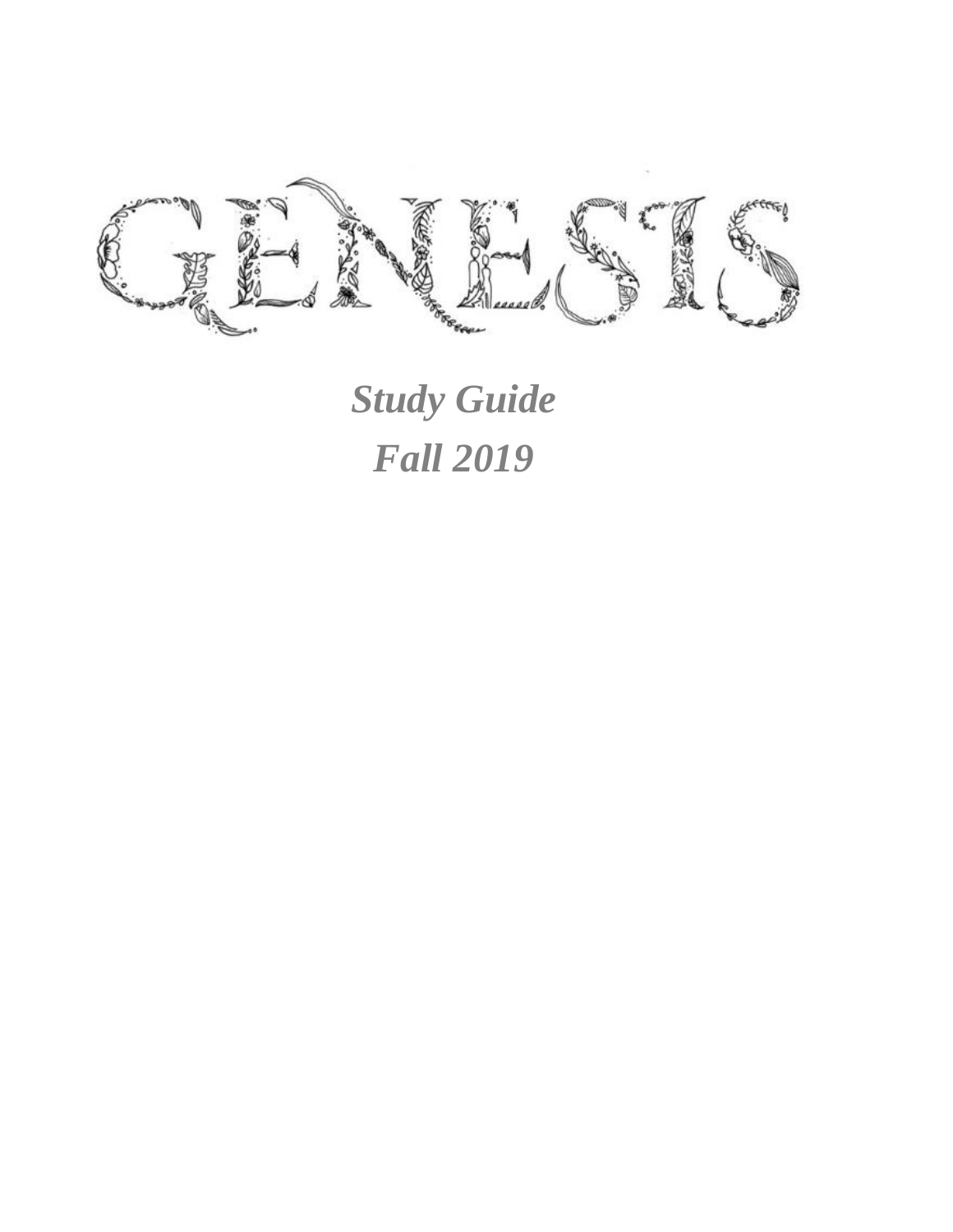# GENESIS

*Study Guide*

*Fall 2019*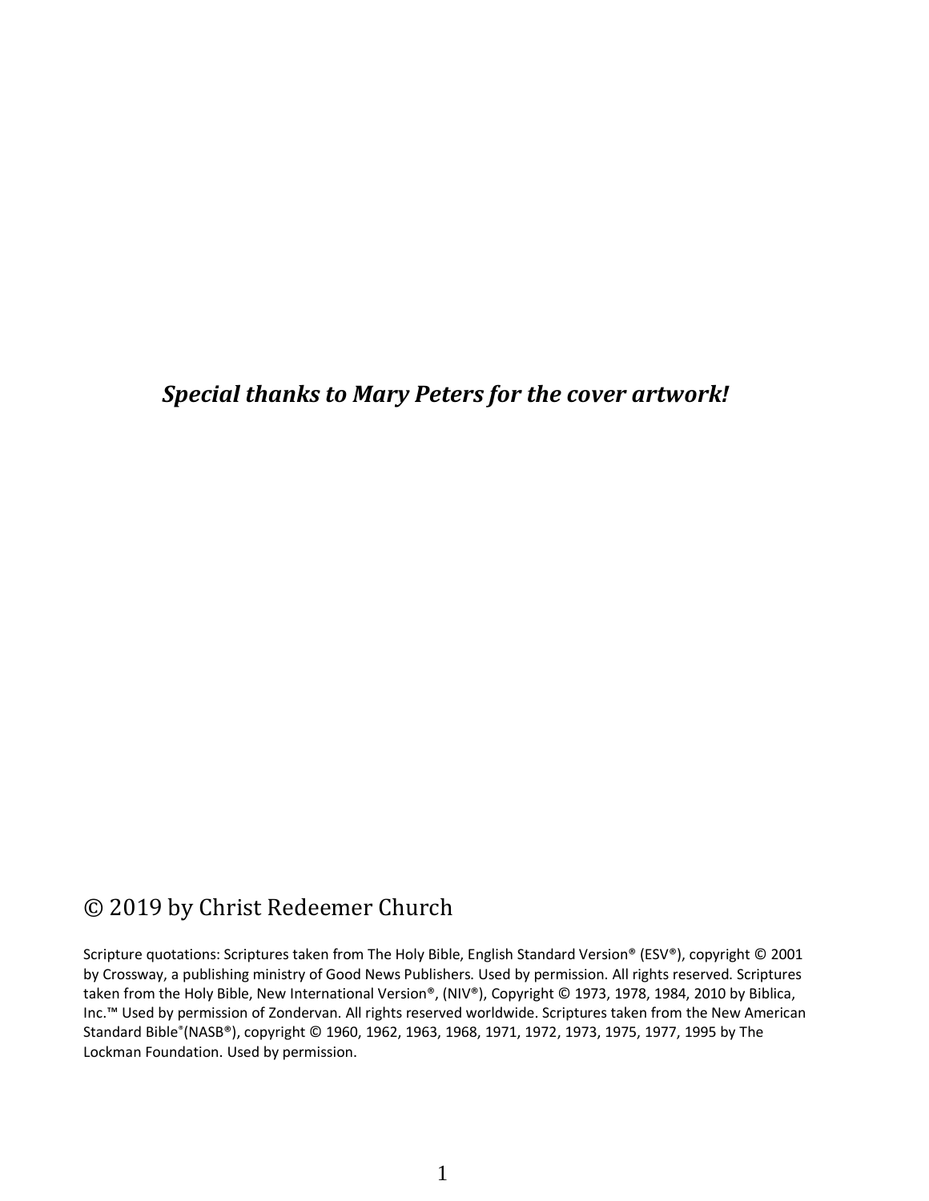***Special thanks to Mary Peters for the cover artwork!***

© 2019 by Christ Redeemer Church

Scripture quotations: Scriptures taken from The Holy Bible, English Standard Version® (ESV®), copyright © 2001 by Crossway, a publishing ministry of Good News Publishers. Used by permission. All rights reserved. Scriptures taken from the Holy Bible, New International Version®, (NIV®), Copyright © 1973, 1978, 1984, 2010 by Biblica, Inc.™ Used by permission of Zondervan. All rights reserved worldwide. Scriptures taken from the New American Standard Bible®(NASB®), copyright © 1960, 1962, 1963, 1968, 1971, 1972, 1973, 1975, 1977, 1995 by The Lockman Foundation. Used by permission.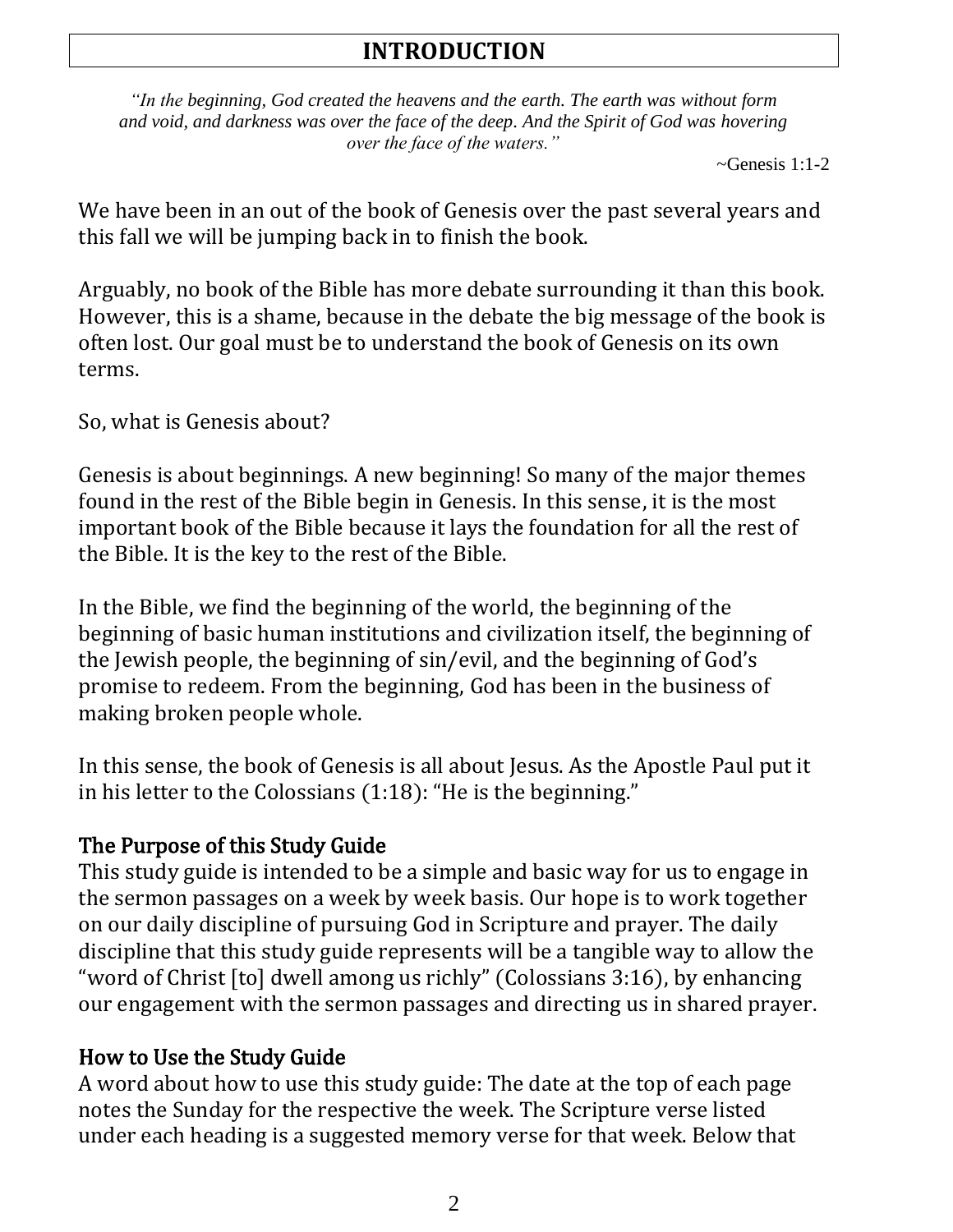# INTRODUCTION

*"In the beginning, God created the heavens and the earth. The earth was without form and void, and darkness was over the face of the deep. And the Spirit of God was hovering over the face of the waters."*

~Genesis 1:1-2

We have been in an out of the book of Genesis over the past several years and this fall we will be jumping back in to finish the book.

Arguably, no book of the Bible has more debate surrounding it than this book. However, this is a shame, because in the debate the big message of the book is often lost. Our goal must be to understand the book of Genesis on its own terms.

So, what is Genesis about?

Genesis is about beginnings. A new beginning! So many of the major themes found in the rest of the Bible begin in Genesis. In this sense, it is the most important book of the Bible because it lays the foundation for all the rest of the Bible. It is the key to the rest of the Bible.

In the Bible, we find the beginning of the world, the beginning of the beginning of basic human institutions and civilization itself, the beginning of the Jewish people, the beginning of sin/evil, and the beginning of God's promise to redeem. From the beginning, God has been in the business of making broken people whole.

In this sense, the book of Genesis is all about Jesus. As the Apostle Paul put it in his letter to the Colossians (1:18): "He is the beginning."

## The Purpose of this Study Guide

This study guide is intended to be a simple and basic way for us to engage in the sermon passages on a week by week basis. Our hope is to work together on our daily discipline of pursuing God in Scripture and prayer. The daily discipline that this study guide represents will be a tangible way to allow the "word of Christ [to] dwell among us richly" (Colossians 3:16), by enhancing our engagement with the sermon passages and directing us in shared prayer.

## How to Use the Study Guide

A word about how to use this study guide: The date at the top of each page notes the Sunday for the respective the week. The Scripture verse listed under each heading is a suggested memory verse for that week. Below that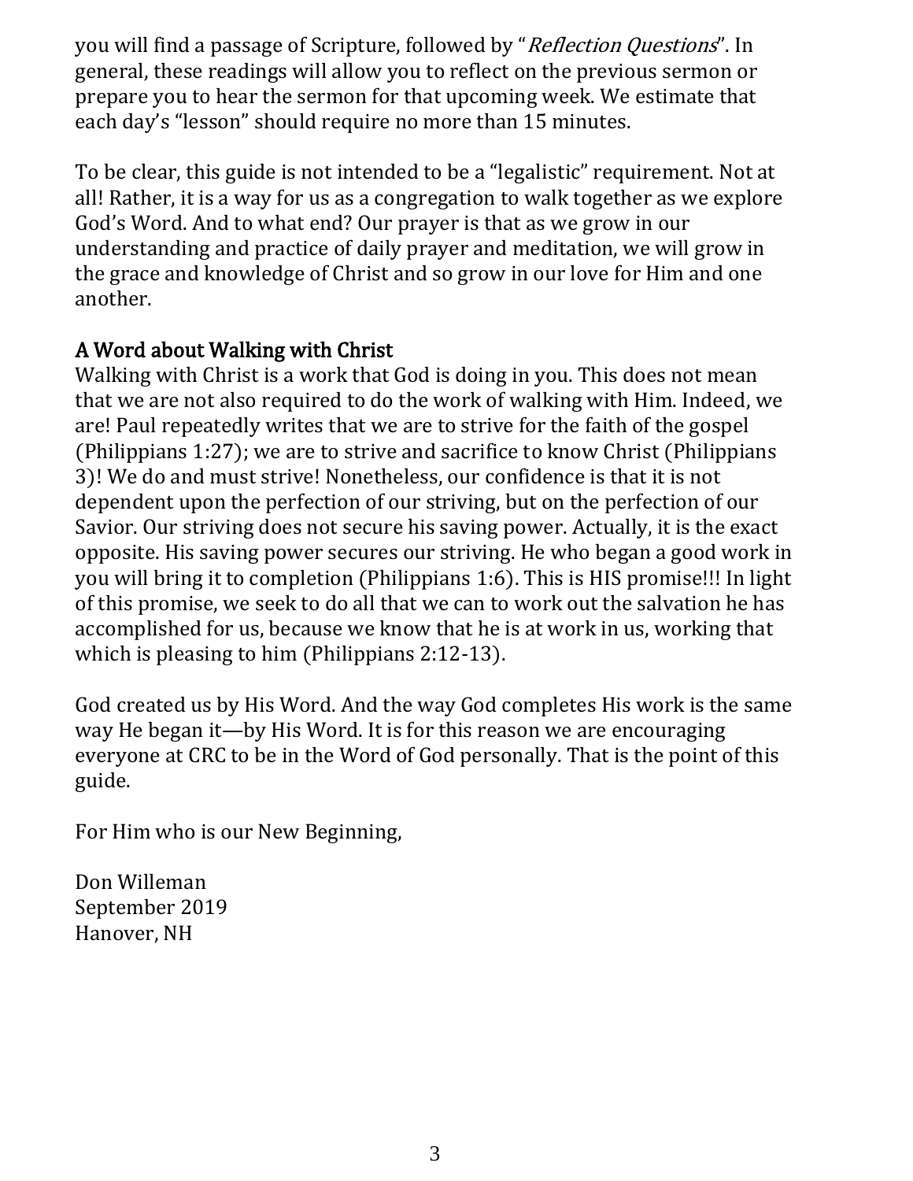you will find a passage of Scripture, followed by "*Reflection Questions*". In general, these readings will allow you to reflect on the previous sermon or prepare you to hear the sermon for that upcoming week. We estimate that each day's "lesson" should require no more than 15 minutes.

To be clear, this guide is not intended to be a "legalistic" requirement. Not at all! Rather, it is a way for us as a congregation to walk together as we explore God's Word. And to what end? Our prayer is that as we grow in our understanding and practice of daily prayer and meditation, we will grow in the grace and knowledge of Christ and so grow in our love for Him and one another.

## A Word about Walking with Christ

Walking with Christ is a work that God is doing in you. This does not mean that we are not also required to do the work of walking with Him. Indeed, we are! Paul repeatedly writes that we are to strive for the faith of the gospel (Philippians 1:27); we are to strive and sacrifice to know Christ (Philippians 3)! We do and must strive! Nonetheless, our confidence is that it is not dependent upon the perfection of our striving, but on the perfection of our Savior. Our striving does not secure his saving power. Actually, it is the exact opposite. His saving power secures our striving. He who began a good work in you will bring it to completion (Philippians 1:6). This is HIS promise!!! In light of this promise, we seek to do all that we can to work out the salvation he has accomplished for us, because we know that he is at work in us, working that which is pleasing to him (Philippians 2:12-13).

God created us by His Word. And the way God completes His work is the same way He began it—by His Word. It is for this reason we are encouraging everyone at CRC to be in the Word of God personally. That is the point of this guide.

For Him who is our New Beginning,

Don Willeman
September 2019
Hanover, NH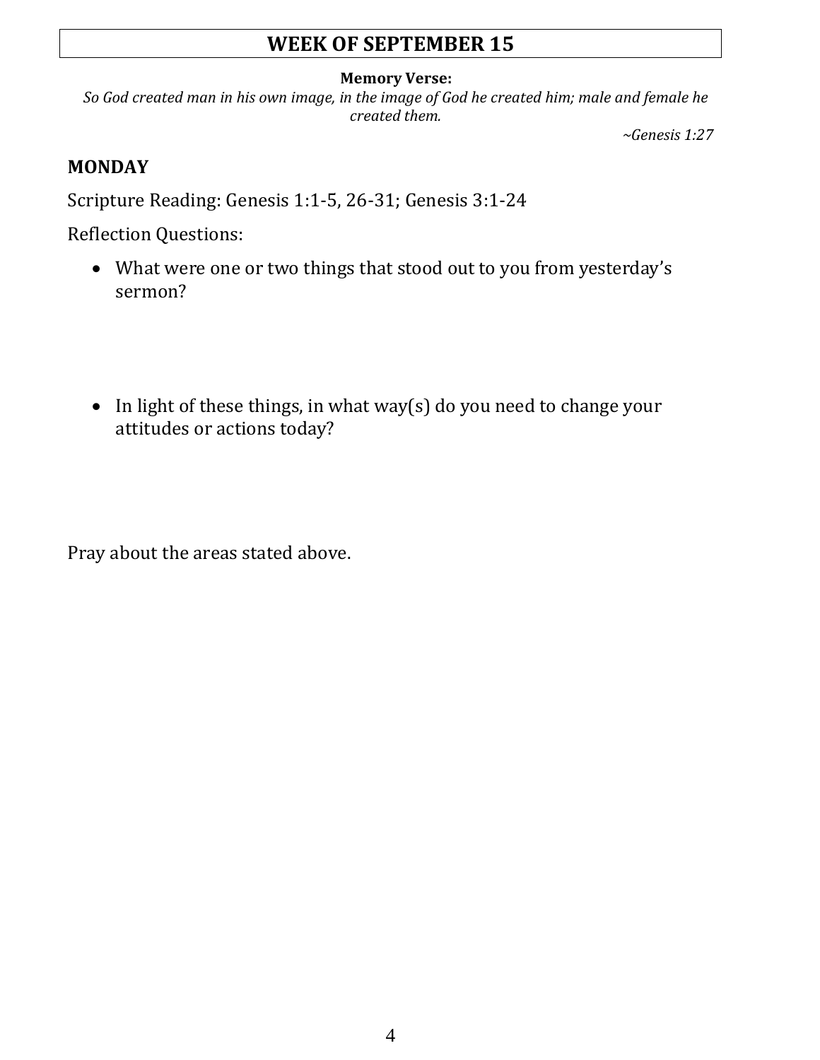# WEEK OF SEPTEMBER 15

**Memory Verse:**

*So God created man in his own image, in the image of God he created him; male and female he created them.*

*~Genesis 1:27*

## MONDAY

Scripture Reading: Genesis 1:1-5, 26-31; Genesis 3:1-24

Reflection Questions:

- What were one or two things that stood out to you from yesterday's sermon?

- In light of these things, in what way(s) do you need to change your attitudes or actions today?

Pray about the areas stated above.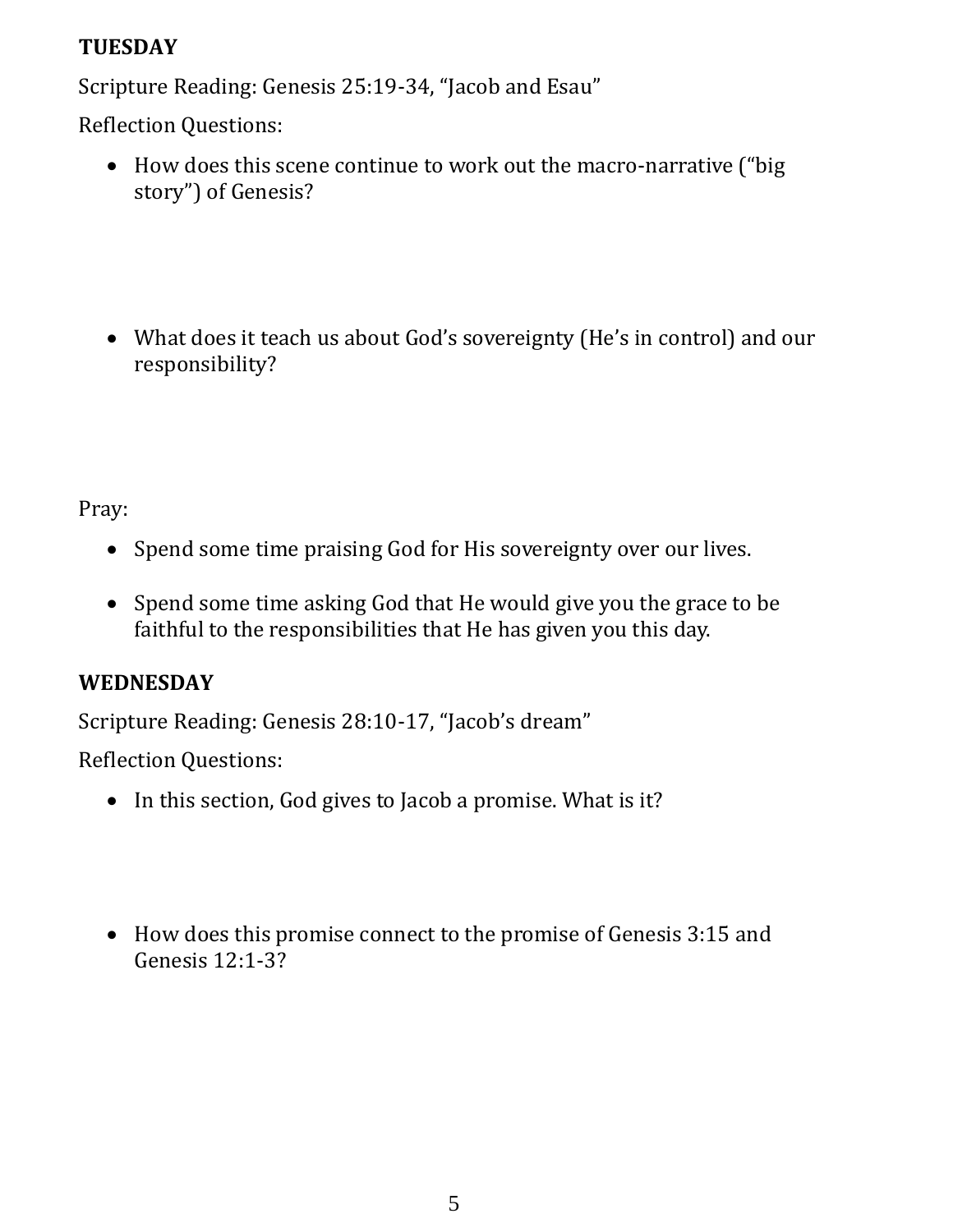**TUESDAY**

Scripture Reading: Genesis 25:19-34, "Jacob and Esau"

Reflection Questions:

- How does this scene continue to work out the macro-narrative ("big story") of Genesis?

- What does it teach us about God's sovereignty (He's in control) and our responsibility?

Pray:

- Spend some time praising God for His sovereignty over our lives.

- Spend some time asking God that He would give you the grace to be faithful to the responsibilities that He has given you this day.

**WEDNESDAY**

Scripture Reading: Genesis 28:10-17, "Jacob's dream"

Reflection Questions:

- In this section, God gives to Jacob a promise. What is it?

- How does this promise connect to the promise of Genesis 3:15 and Genesis 12:1-3?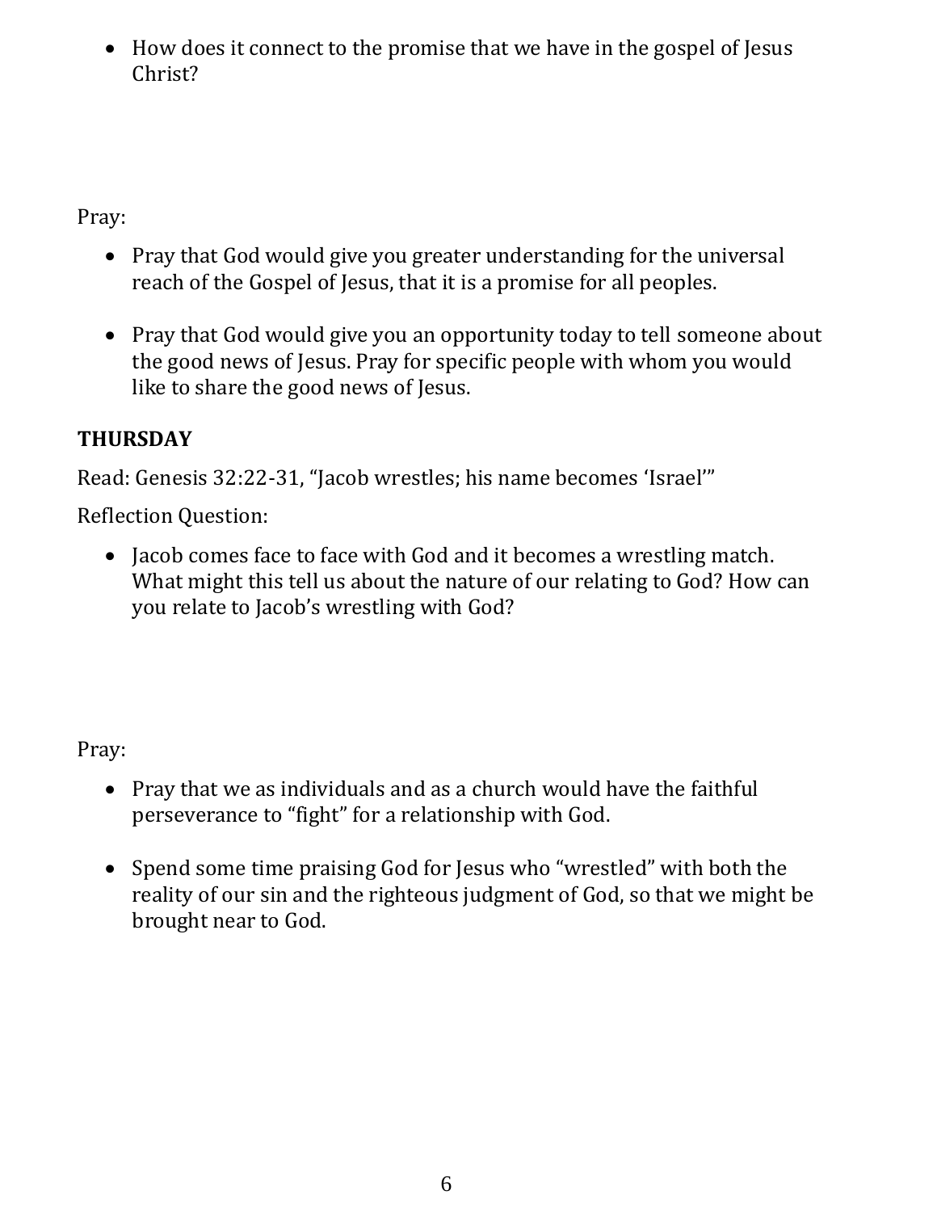- How does it connect to the promise that we have in the gospel of Jesus Christ?

Pray:

- Pray that God would give you greater understanding for the universal reach of the Gospel of Jesus, that it is a promise for all peoples.

- Pray that God would give you an opportunity today to tell someone about the good news of Jesus. Pray for specific people with whom you would like to share the good news of Jesus.

**THURSDAY**

Read: Genesis 32:22-31, "Jacob wrestles; his name becomes 'Israel'"

Reflection Question:

- Jacob comes face to face with God and it becomes a wrestling match. What might this tell us about the nature of our relating to God? How can you relate to Jacob's wrestling with God?

Pray:

- Pray that we as individuals and as a church would have the faithful perseverance to "fight" for a relationship with God.

- Spend some time praising God for Jesus who "wrestled" with both the reality of our sin and the righteous judgment of God, so that we might be brought near to God.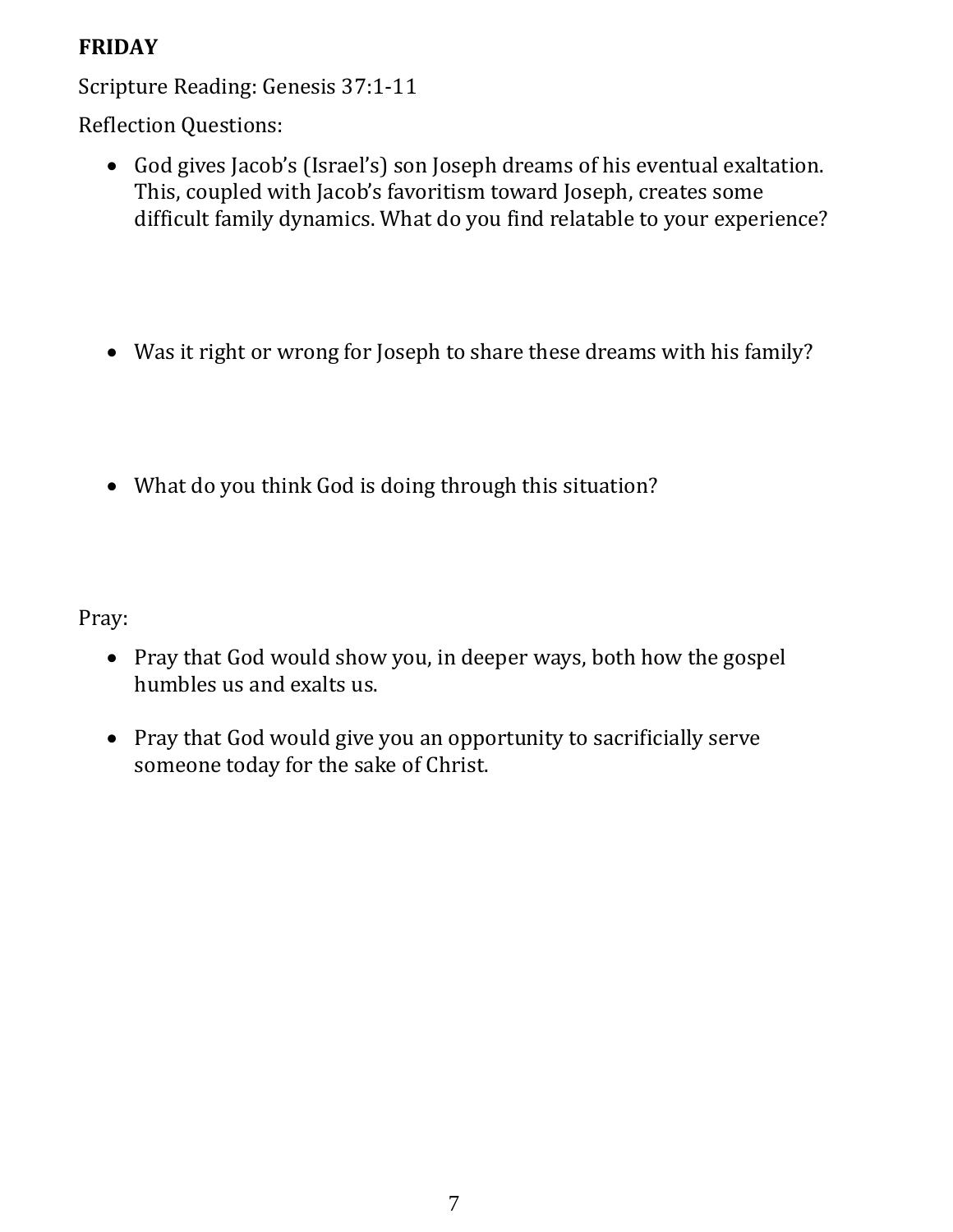**FRIDAY**

Scripture Reading: Genesis 37:1-11

Reflection Questions:

- God gives Jacob's (Israel's) son Joseph dreams of his eventual exaltation. This, coupled with Jacob's favoritism toward Joseph, creates some difficult family dynamics. What do you find relatable to your experience?

- Was it right or wrong for Joseph to share these dreams with his family?

- What do you think God is doing through this situation?

Pray:

- Pray that God would show you, in deeper ways, both how the gospel humbles us and exalts us.

- Pray that God would give you an opportunity to sacrificially serve someone today for the sake of Christ.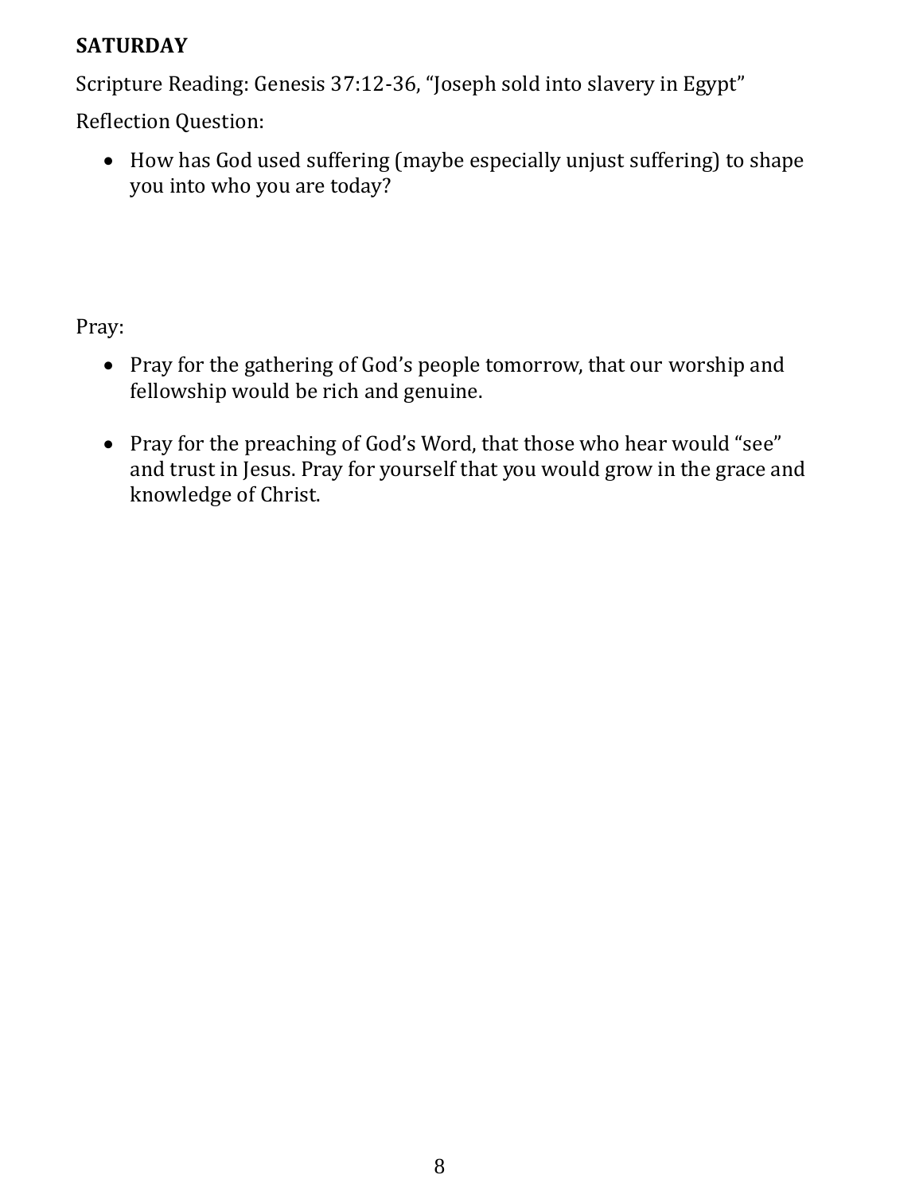**SATURDAY**

Scripture Reading: Genesis 37:12-36, "Joseph sold into slavery in Egypt"

Reflection Question:

- How has God used suffering (maybe especially unjust suffering) to shape you into who you are today?

Pray:

- Pray for the gathering of God's people tomorrow, that our worship and fellowship would be rich and genuine.

- Pray for the preaching of God's Word, that those who hear would "see" and trust in Jesus. Pray for yourself that you would grow in the grace and knowledge of Christ.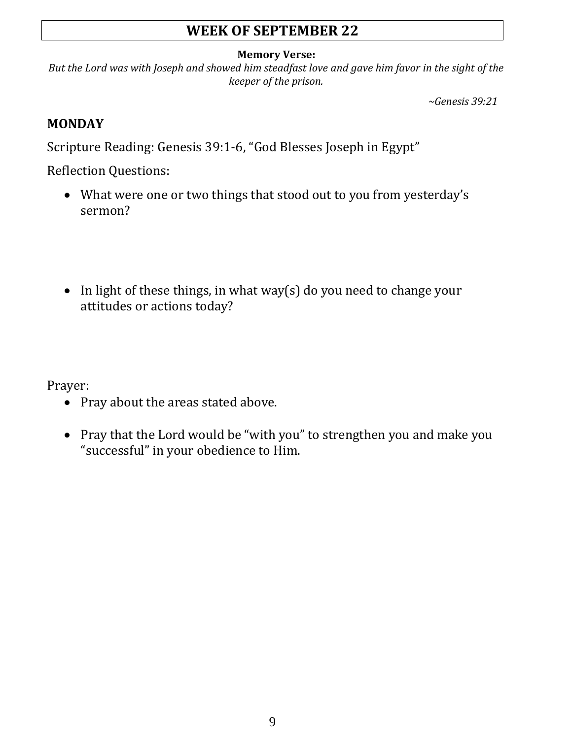# WEEK OF SEPTEMBER 22

**Memory Verse:**

*But the Lord was with Joseph and showed him steadfast love and gave him favor in the sight of the keeper of the prison.*

*~Genesis 39:21*

## MONDAY

Scripture Reading: Genesis 39:1-6, "God Blesses Joseph in Egypt"

Reflection Questions:

- What were one or two things that stood out to you from yesterday's sermon?

- In light of these things, in what way(s) do you need to change your attitudes or actions today?

Prayer:

- Pray about the areas stated above.

- Pray that the Lord would be "with you" to strengthen you and make you "successful" in your obedience to Him.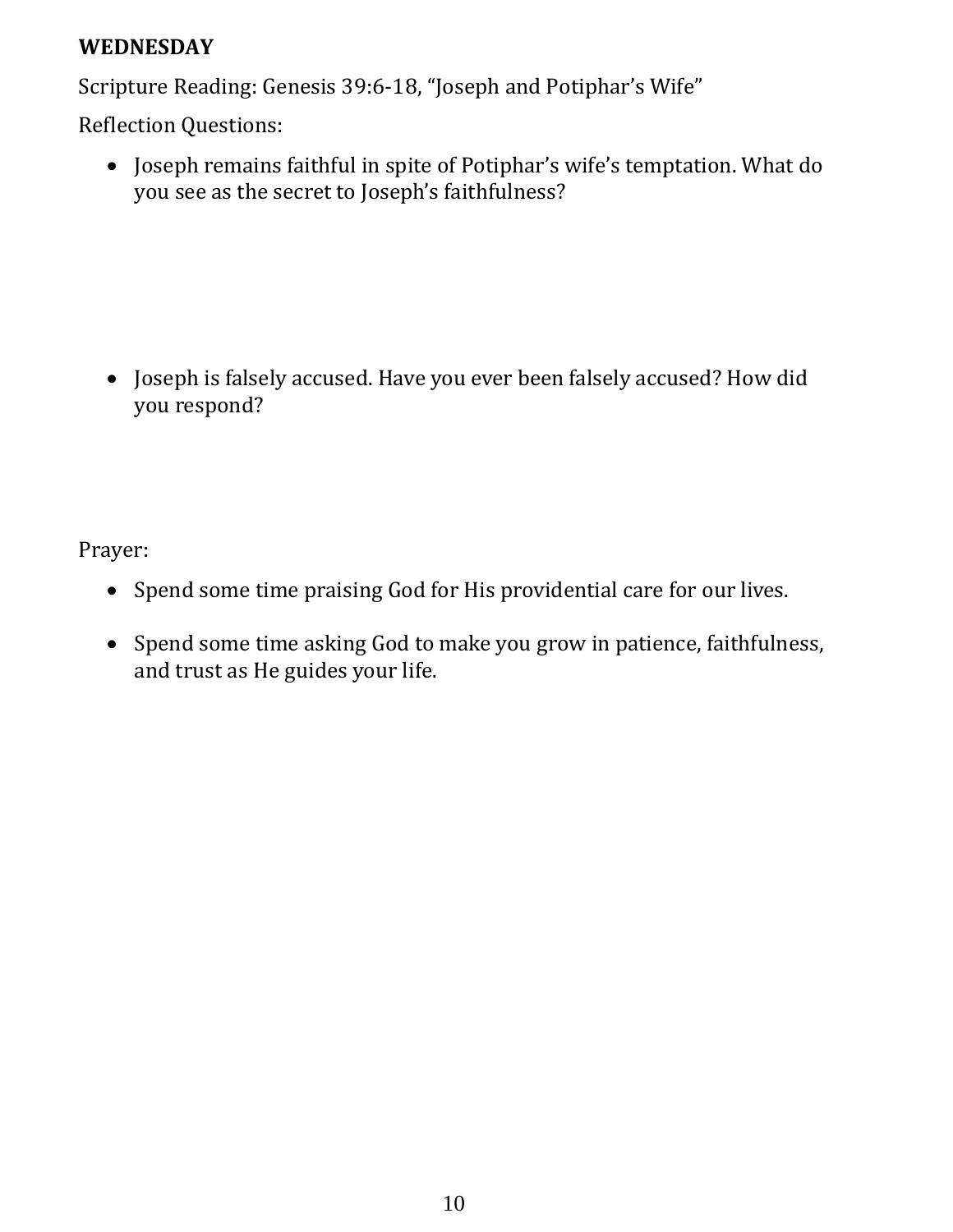**WEDNESDAY**

Scripture Reading: Genesis 39:6-18, "Joseph and Potiphar's Wife"

Reflection Questions:

- Joseph remains faithful in spite of Potiphar's wife's temptation. What do you see as the secret to Joseph's faithfulness?

- Joseph is falsely accused. Have you ever been falsely accused? How did you respond?

Prayer:

- Spend some time praising God for His providential care for our lives.

- Spend some time asking God to make you grow in patience, faithfulness, and trust as He guides your life.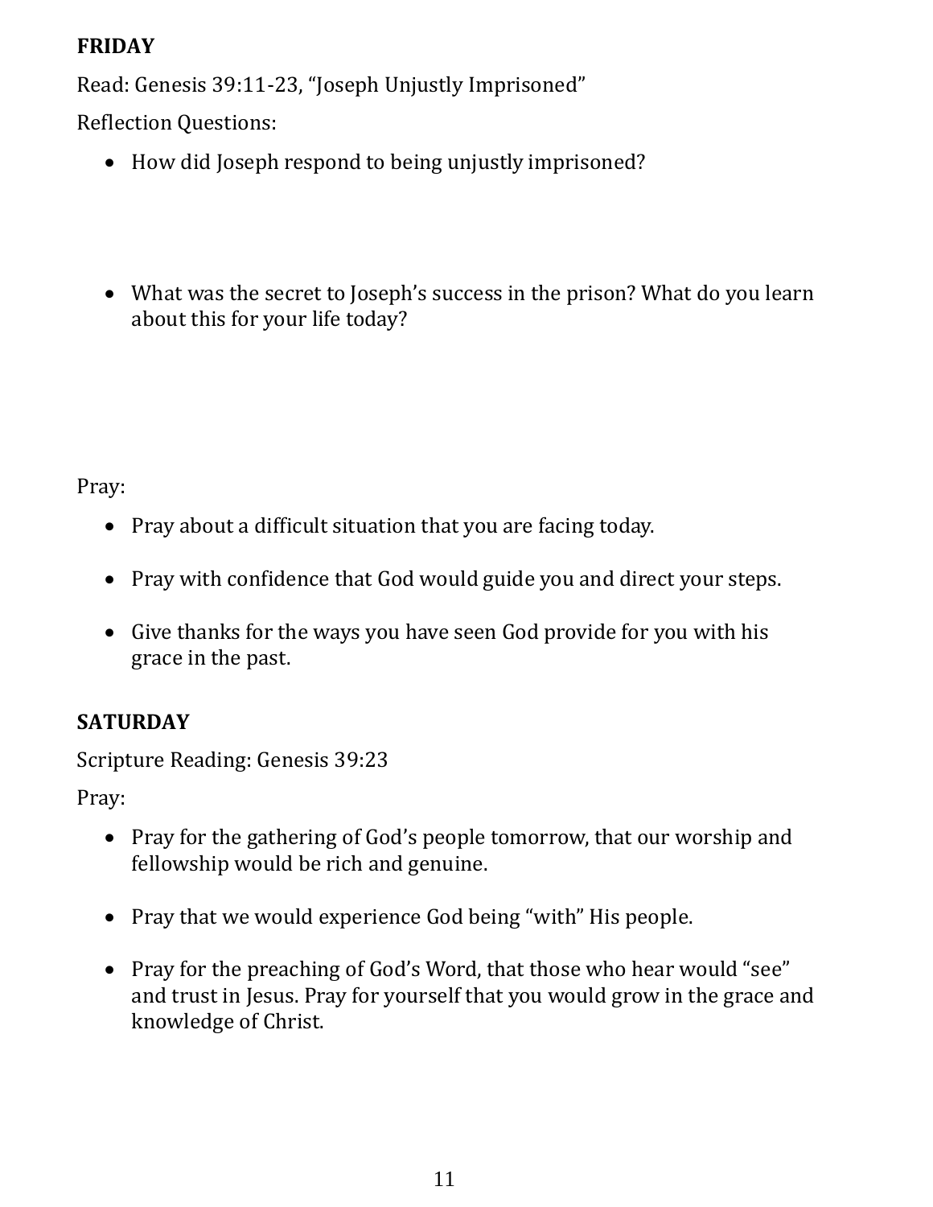**FRIDAY**

Read: Genesis 39:11-23, "Joseph Unjustly Imprisoned"

Reflection Questions:

- How did Joseph respond to being unjustly imprisoned?

- What was the secret to Joseph's success in the prison? What do you learn about this for your life today?

Pray:

- Pray about a difficult situation that you are facing today.

- Pray with confidence that God would guide you and direct your steps.

- Give thanks for the ways you have seen God provide for you with his grace in the past.

**SATURDAY**

Scripture Reading: Genesis 39:23

Pray:

- Pray for the gathering of God's people tomorrow, that our worship and fellowship would be rich and genuine.

- Pray that we would experience God being "with" His people.

- Pray for the preaching of God's Word, that those who hear would "see" and trust in Jesus. Pray for yourself that you would grow in the grace and knowledge of Christ.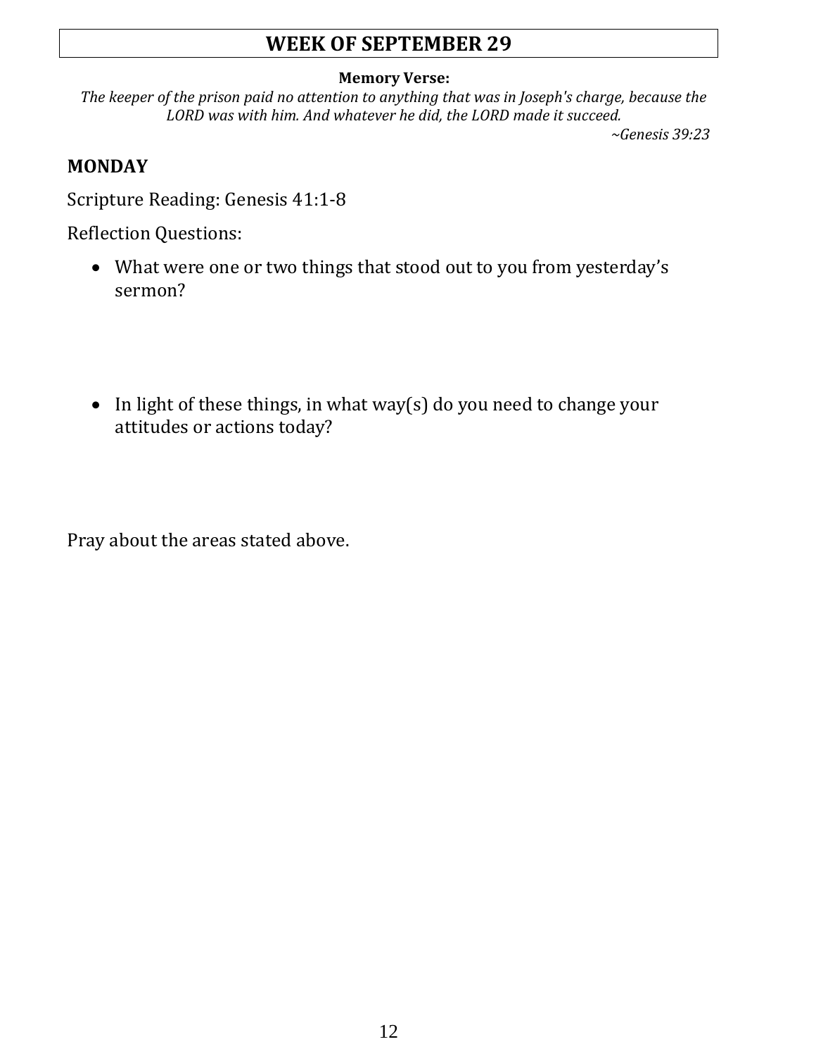# WEEK OF SEPTEMBER 29

**Memory Verse:**

*The keeper of the prison paid no attention to anything that was in Joseph's charge, because the LORD was with him. And whatever he did, the LORD made it succeed.*

*~Genesis 39:23*

## MONDAY

Scripture Reading: Genesis 41:1-8

Reflection Questions:

- What were one or two things that stood out to you from yesterday's sermon?
- In light of these things, in what way(s) do you need to change your attitudes or actions today?

Pray about the areas stated above.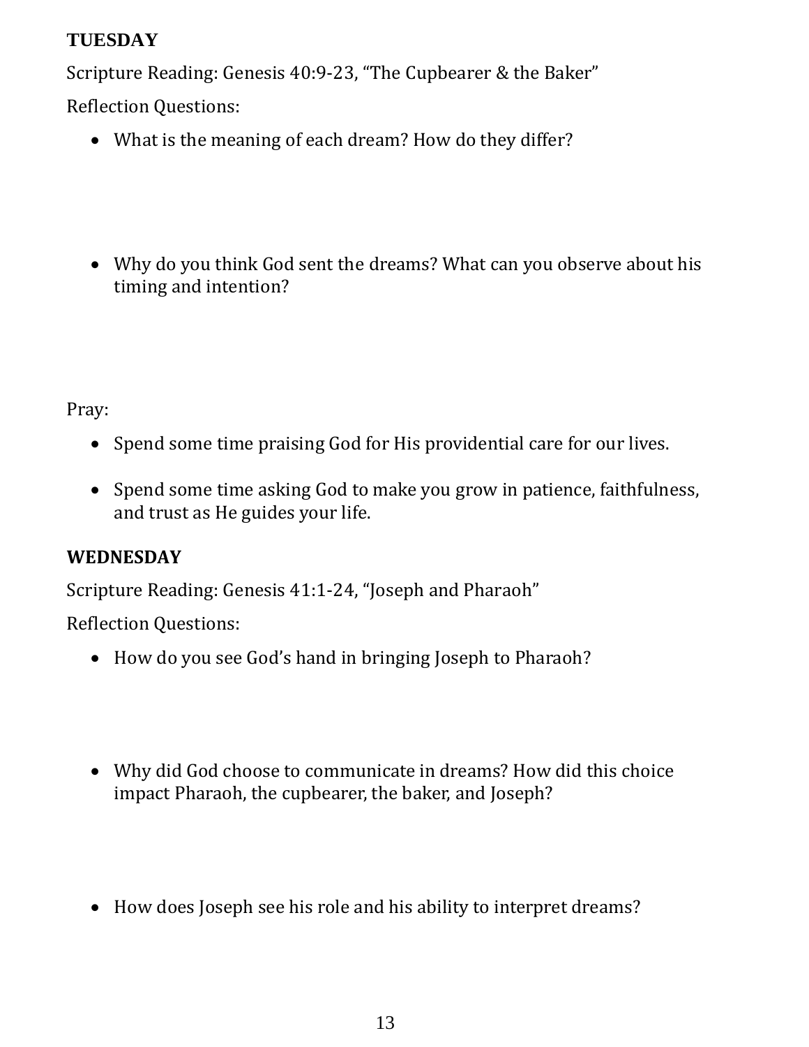**TUESDAY**

Scripture Reading: Genesis 40:9-23, "The Cupbearer & the Baker"

Reflection Questions:

- What is the meaning of each dream? How do they differ?
- Why do you think God sent the dreams? What can you observe about his timing and intention?

Pray:

- Spend some time praising God for His providential care for our lives.
- Spend some time asking God to make you grow in patience, faithfulness, and trust as He guides your life.

**WEDNESDAY**

Scripture Reading: Genesis 41:1-24, "Joseph and Pharaoh"

Reflection Questions:

- How do you see God's hand in bringing Joseph to Pharaoh?
- Why did God choose to communicate in dreams? How did this choice impact Pharaoh, the cupbearer, the baker, and Joseph?
- How does Joseph see his role and his ability to interpret dreams?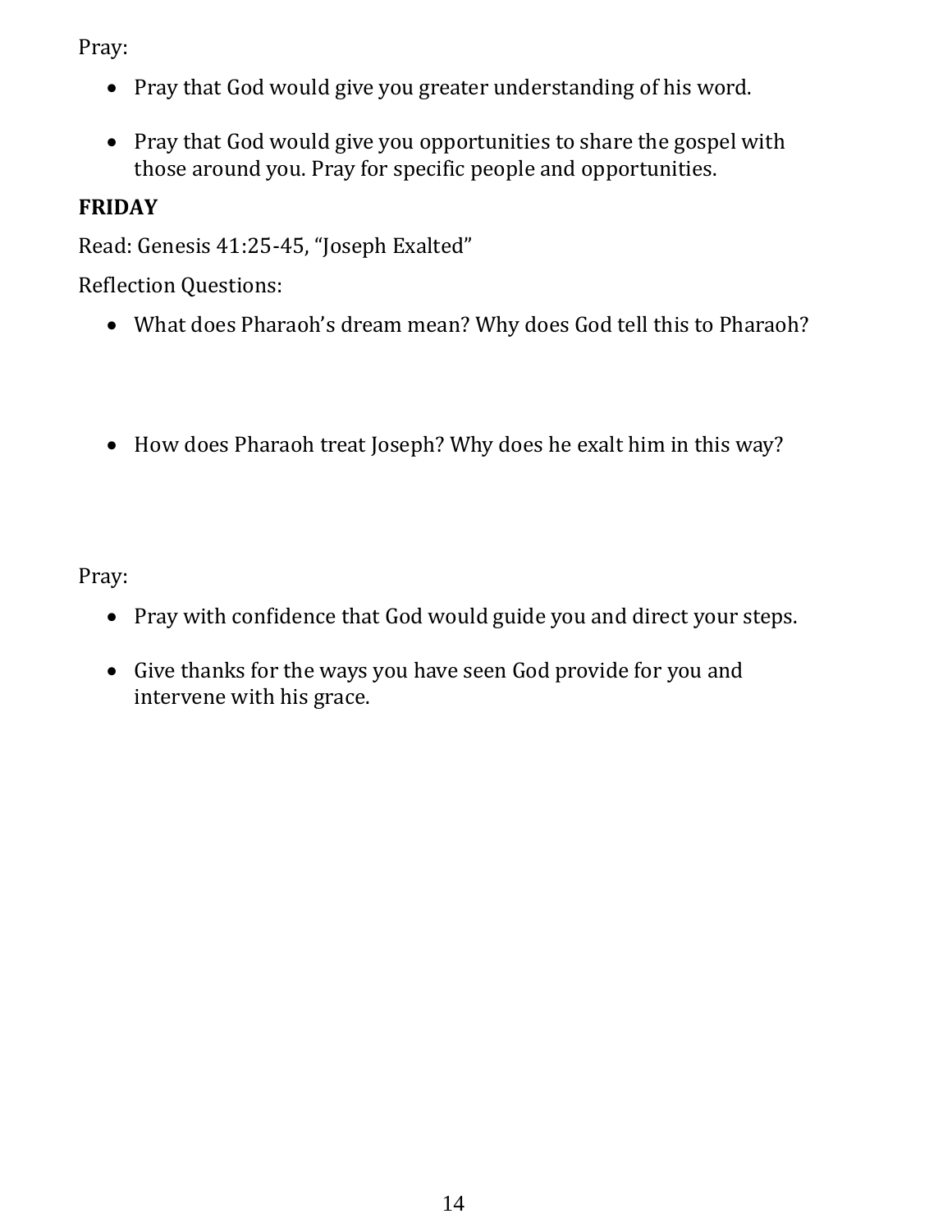Pray:

- Pray that God would give you greater understanding of his word.
- Pray that God would give you opportunities to share the gospel with those around you. Pray for specific people and opportunities.

**FRIDAY**

Read: Genesis 41:25-45, “Joseph Exalted”

Reflection Questions:

- What does Pharaoh’s dream mean? Why does God tell this to Pharaoh?
- How does Pharaoh treat Joseph? Why does he exalt him in this way?

Pray:

- Pray with confidence that God would guide you and direct your steps.
- Give thanks for the ways you have seen God provide for you and intervene with his grace.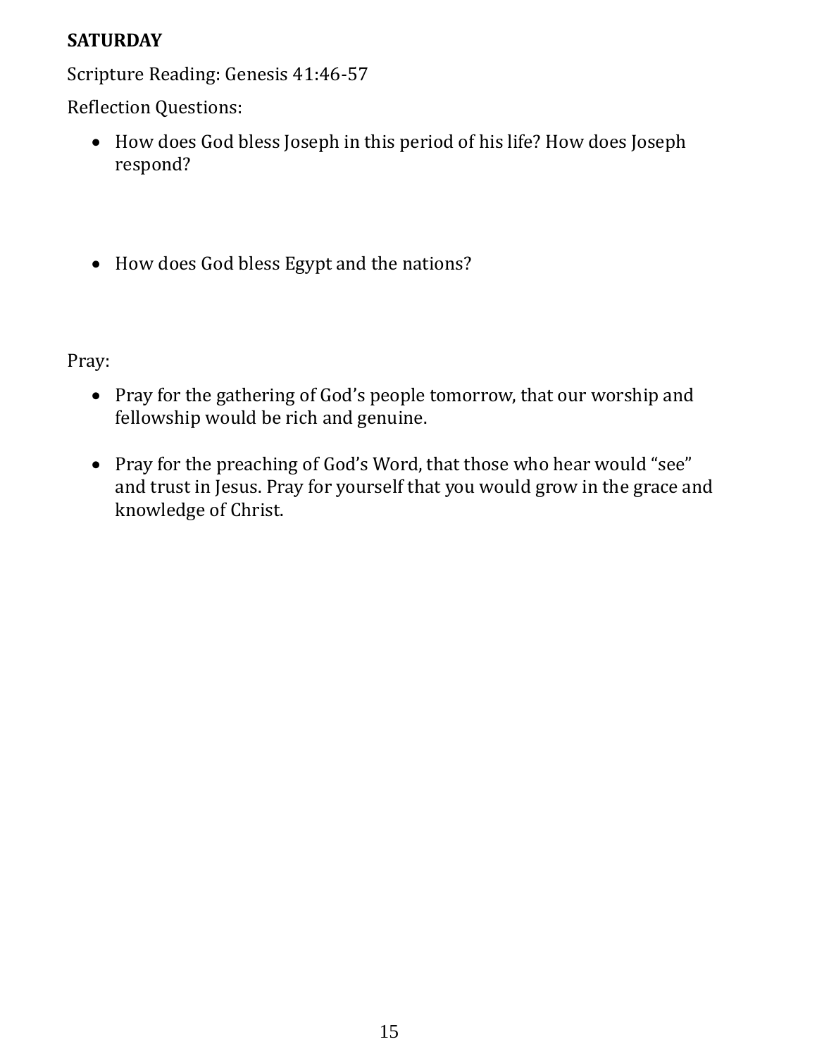**SATURDAY**

Scripture Reading: Genesis 41:46-57

Reflection Questions:

- How does God bless Joseph in this period of his life? How does Joseph respond?

- How does God bless Egypt and the nations?

Pray:

- Pray for the gathering of God's people tomorrow, that our worship and fellowship would be rich and genuine.

- Pray for the preaching of God's Word, that those who hear would "see" and trust in Jesus. Pray for yourself that you would grow in the grace and knowledge of Christ.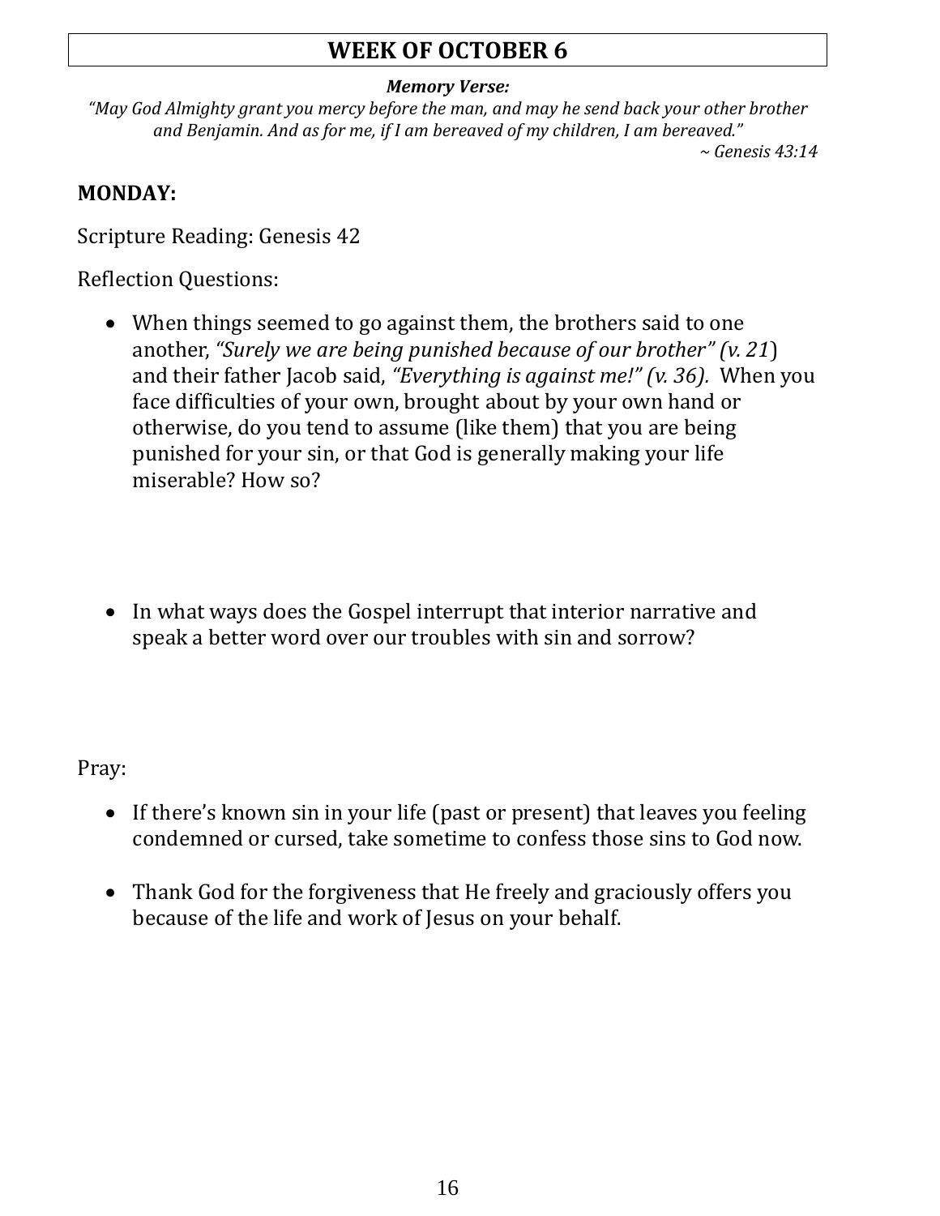## WEEK OF OCTOBER 6

***Memory Verse:***

*"May God Almighty grant you mercy before the man, and may he send back your other brother and Benjamin. And as for me, if I am bereaved of my children, I am bereaved."*

*~ Genesis 43:14*

### MONDAY:

Scripture Reading: Genesis 42

Reflection Questions:

- When things seemed to go against them, the brothers said to one another, *"Surely we are being punished because of our brother" (v. 21*) and their father Jacob said, *"Everything is against me!" (v. 36).* When you face difficulties of your own, brought about by your own hand or otherwise, do you tend to assume (like them) that you are being punished for your sin, or that God is generally making your life miserable? How so?

- In what ways does the Gospel interrupt that interior narrative and speak a better word over our troubles with sin and sorrow?

Pray:

- If there's known sin in your life (past or present) that leaves you feeling condemned or cursed, take sometime to confess those sins to God now.

- Thank God for the forgiveness that He freely and graciously offers you because of the life and work of Jesus on your behalf.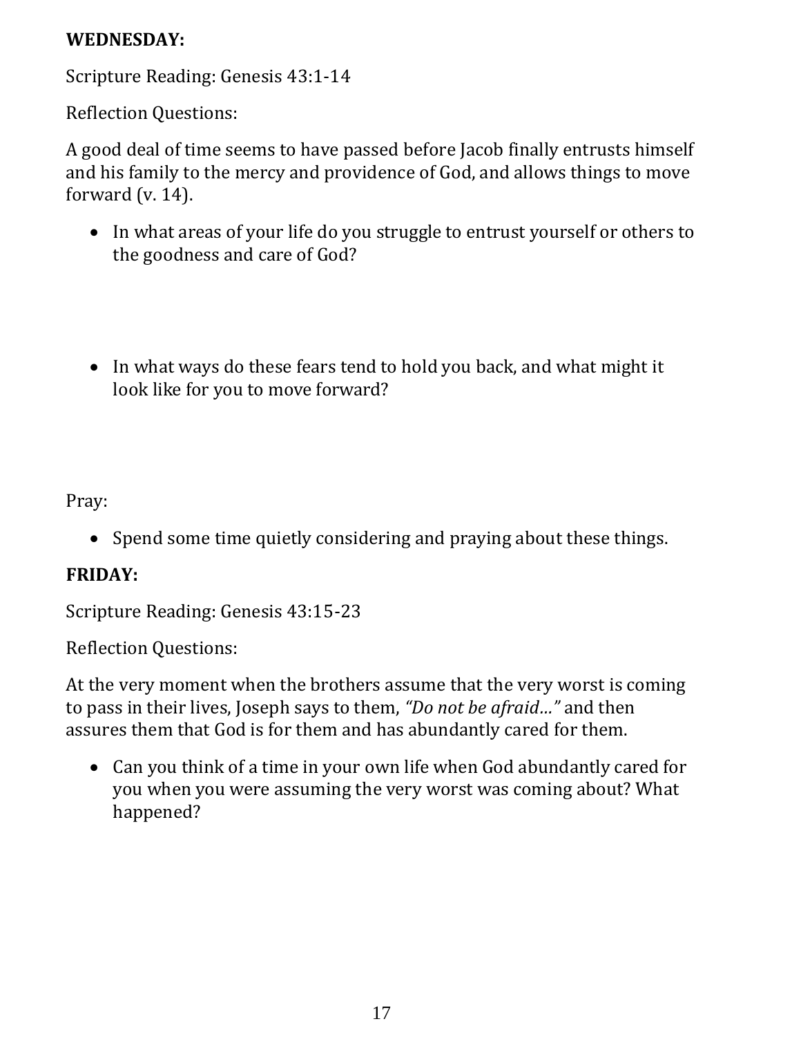**WEDNESDAY:**

Scripture Reading: Genesis 43:1-14

Reflection Questions:

A good deal of time seems to have passed before Jacob finally entrusts himself and his family to the mercy and providence of God, and allows things to move forward (v. 14).

- In what areas of your life do you struggle to entrust yourself or others to the goodness and care of God?

- In what ways do these fears tend to hold you back, and what might it look like for you to move forward?

Pray:

- Spend some time quietly considering and praying about these things.

**FRIDAY:**

Scripture Reading: Genesis 43:15-23

Reflection Questions:

At the very moment when the brothers assume that the very worst is coming to pass in their lives, Joseph says to them, *"Do not be afraid…"* and then assures them that God is for them and has abundantly cared for them.

- Can you think of a time in your own life when God abundantly cared for you when you were assuming the very worst was coming about? What happened?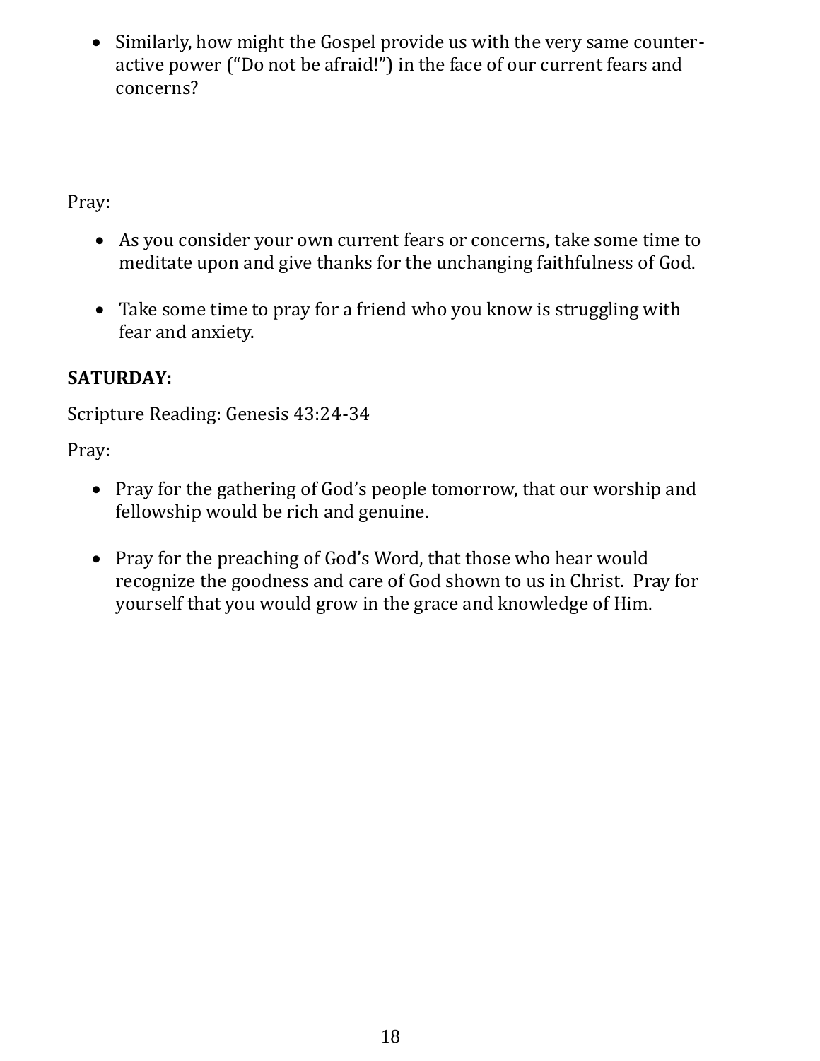- Similarly, how might the Gospel provide us with the very same counter-active power ("Do not be afraid!") in the face of our current fears and concerns?

Pray:

- As you consider your own current fears or concerns, take some time to meditate upon and give thanks for the unchanging faithfulness of God.

- Take some time to pray for a friend who you know is struggling with fear and anxiety.

**SATURDAY:**

Scripture Reading: Genesis 43:24-34

Pray:

- Pray for the gathering of God's people tomorrow, that our worship and fellowship would be rich and genuine.

- Pray for the preaching of God's Word, that those who hear would recognize the goodness and care of God shown to us in Christ. Pray for yourself that you would grow in the grace and knowledge of Him.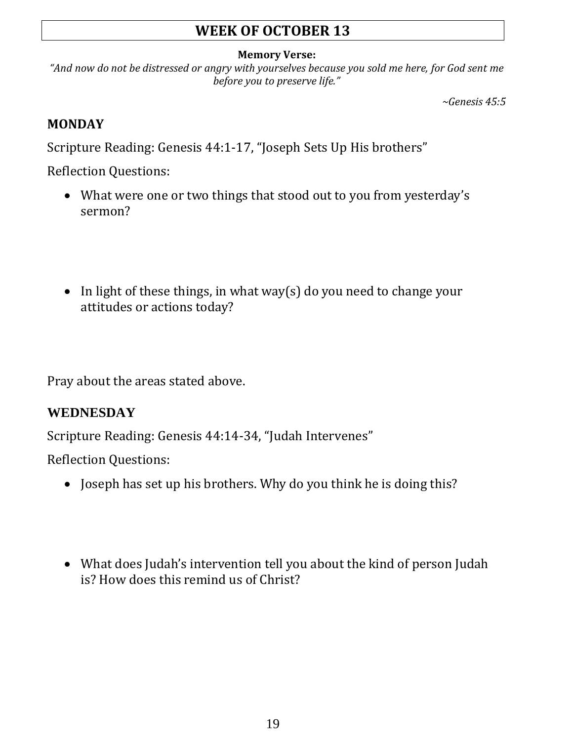## WEEK OF OCTOBER 13

**Memory Verse:**

*"And now do not be distressed or angry with yourselves because you sold me here, for God sent me before you to preserve life."*

*~Genesis 45:5*

### MONDAY

Scripture Reading: Genesis 44:1-17, "Joseph Sets Up His brothers"

Reflection Questions:

- What were one or two things that stood out to you from yesterday's sermon?

- In light of these things, in what way(s) do you need to change your attitudes or actions today?

Pray about the areas stated above.

### WEDNESDAY

Scripture Reading: Genesis 44:14-34, "Judah Intervenes"

Reflection Questions:

- Joseph has set up his brothers. Why do you think he is doing this?

- What does Judah's intervention tell you about the kind of person Judah is? How does this remind us of Christ?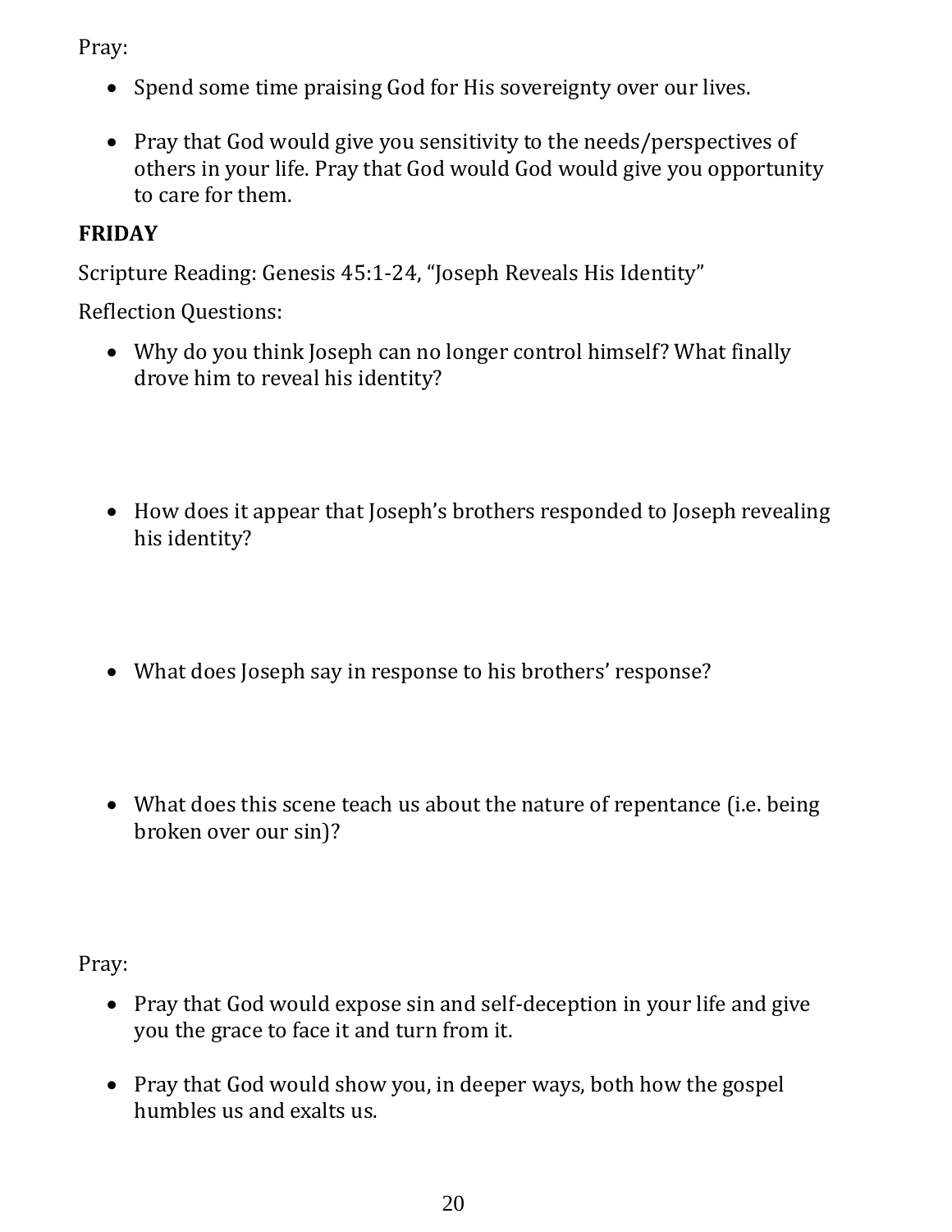Pray:

- Spend some time praising God for His sovereignty over our lives.

- Pray that God would give you sensitivity to the needs/perspectives of others in your life. Pray that God would God would give you opportunity to care for them.

**FRIDAY**

Scripture Reading: Genesis 45:1-24, "Joseph Reveals His Identity"

Reflection Questions:

- Why do you think Joseph can no longer control himself? What finally drove him to reveal his identity?

- How does it appear that Joseph's brothers responded to Joseph revealing his identity?

- What does Joseph say in response to his brothers' response?

- What does this scene teach us about the nature of repentance (i.e. being broken over our sin)?

Pray:

- Pray that God would expose sin and self-deception in your life and give you the grace to face it and turn from it.

- Pray that God would show you, in deeper ways, both how the gospel humbles us and exalts us.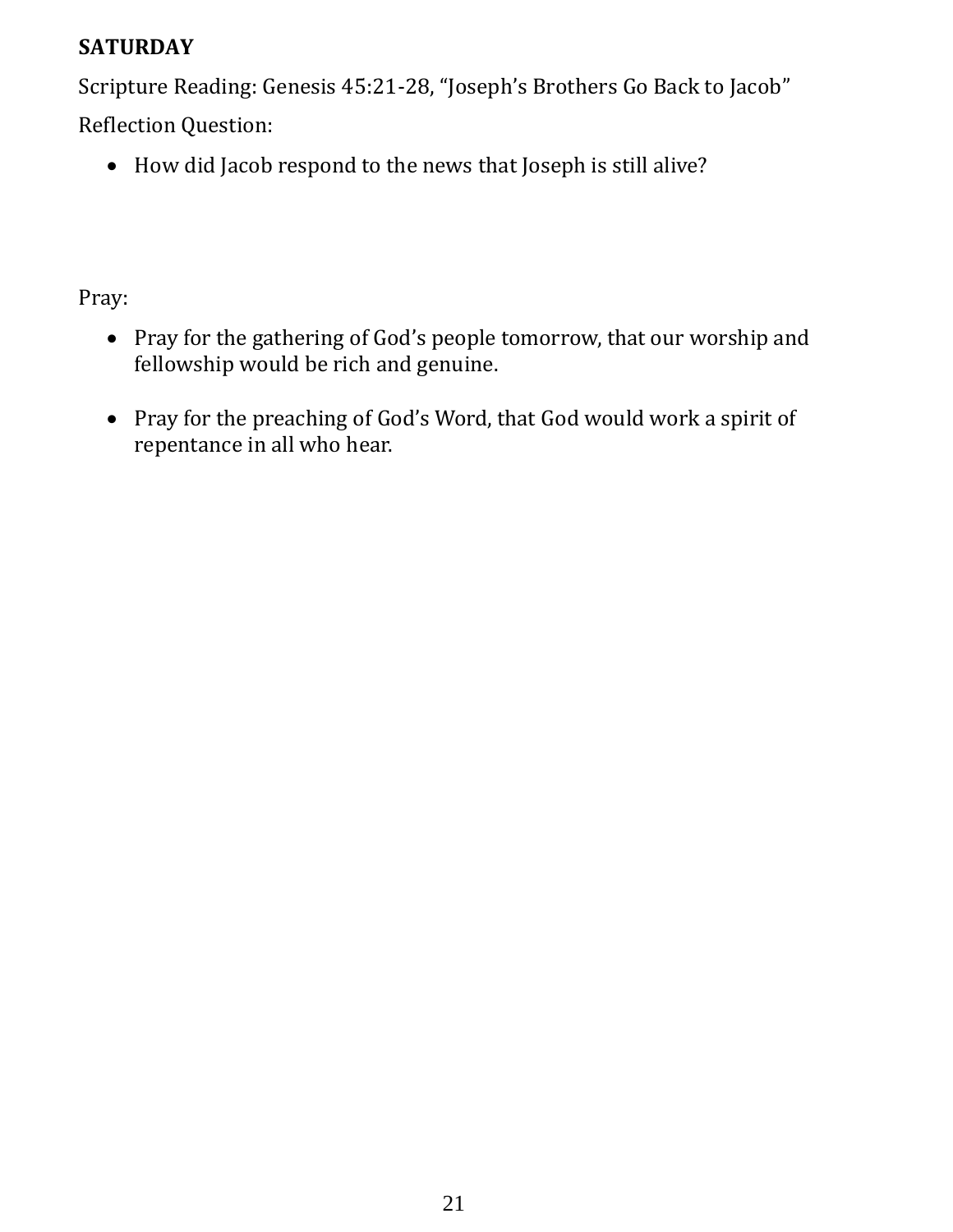**SATURDAY**

Scripture Reading: Genesis 45:21-28, "Joseph's Brothers Go Back to Jacob"

Reflection Question:

- How did Jacob respond to the news that Joseph is still alive?

Pray:

- Pray for the gathering of God's people tomorrow, that our worship and fellowship would be rich and genuine.

- Pray for the preaching of God's Word, that God would work a spirit of repentance in all who hear.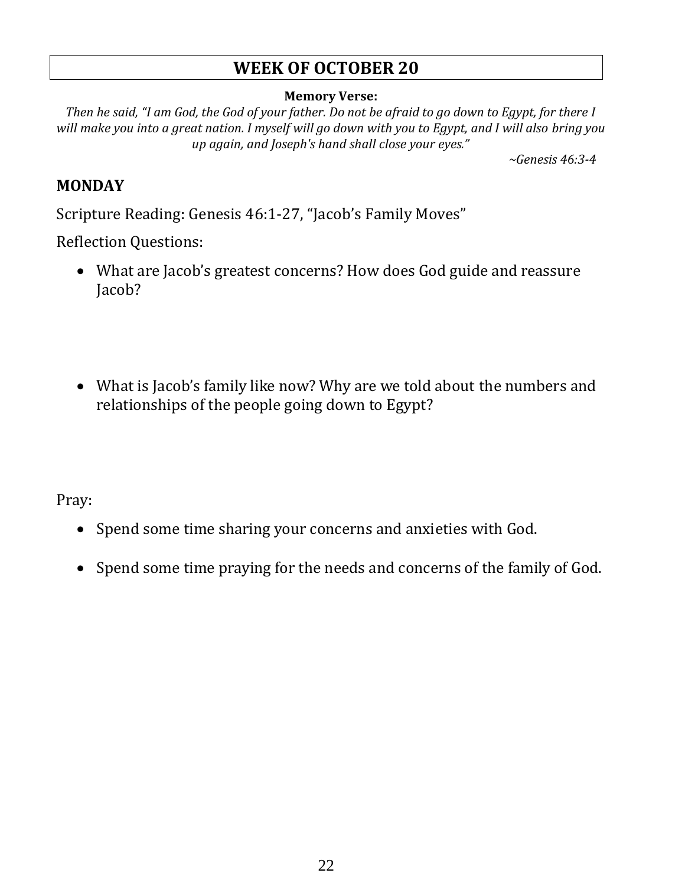## WEEK OF OCTOBER 20

**Memory Verse:**

*Then he said, "I am God, the God of your father. Do not be afraid to go down to Egypt, for there I will make you into a great nation. I myself will go down with you to Egypt, and I will also bring you up again, and Joseph's hand shall close your eyes."*

*~Genesis 46:3-4*

### MONDAY

Scripture Reading: Genesis 46:1-27, "Jacob's Family Moves"

Reflection Questions:

- What are Jacob's greatest concerns? How does God guide and reassure Jacob?

- What is Jacob's family like now? Why are we told about the numbers and relationships of the people going down to Egypt?

Pray:

- Spend some time sharing your concerns and anxieties with God.
- Spend some time praying for the needs and concerns of the family of God.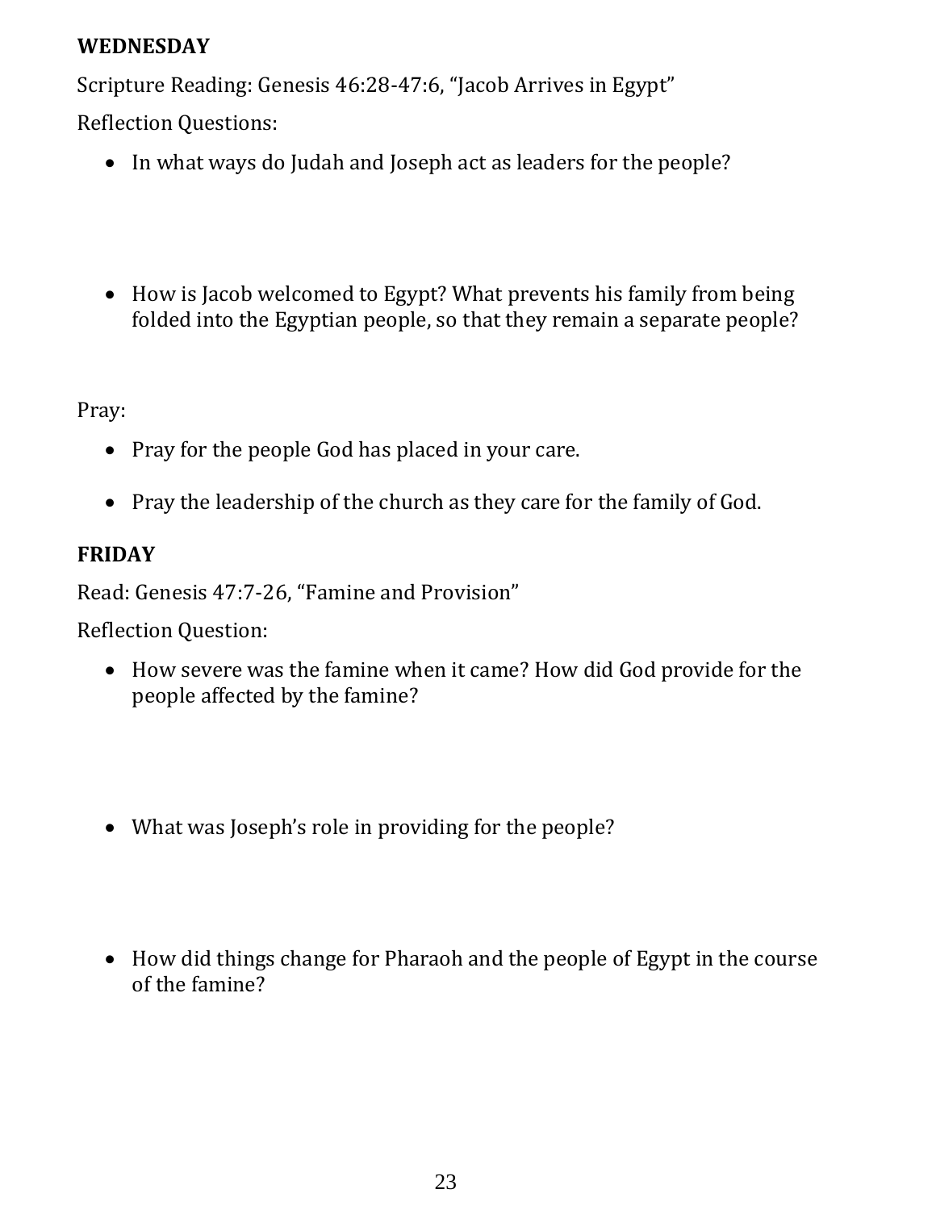## WEDNESDAY

Scripture Reading: Genesis 46:28-47:6, "Jacob Arrives in Egypt"

Reflection Questions:

- In what ways do Judah and Joseph act as leaders for the people?
- How is Jacob welcomed to Egypt? What prevents his family from being folded into the Egyptian people, so that they remain a separate people?

Pray:

- Pray for the people God has placed in your care.
- Pray the leadership of the church as they care for the family of God.

## FRIDAY

Read: Genesis 47:7-26, "Famine and Provision"

Reflection Question:

- How severe was the famine when it came? How did God provide for the people affected by the famine?
- What was Joseph's role in providing for the people?
- How did things change for Pharaoh and the people of Egypt in the course of the famine?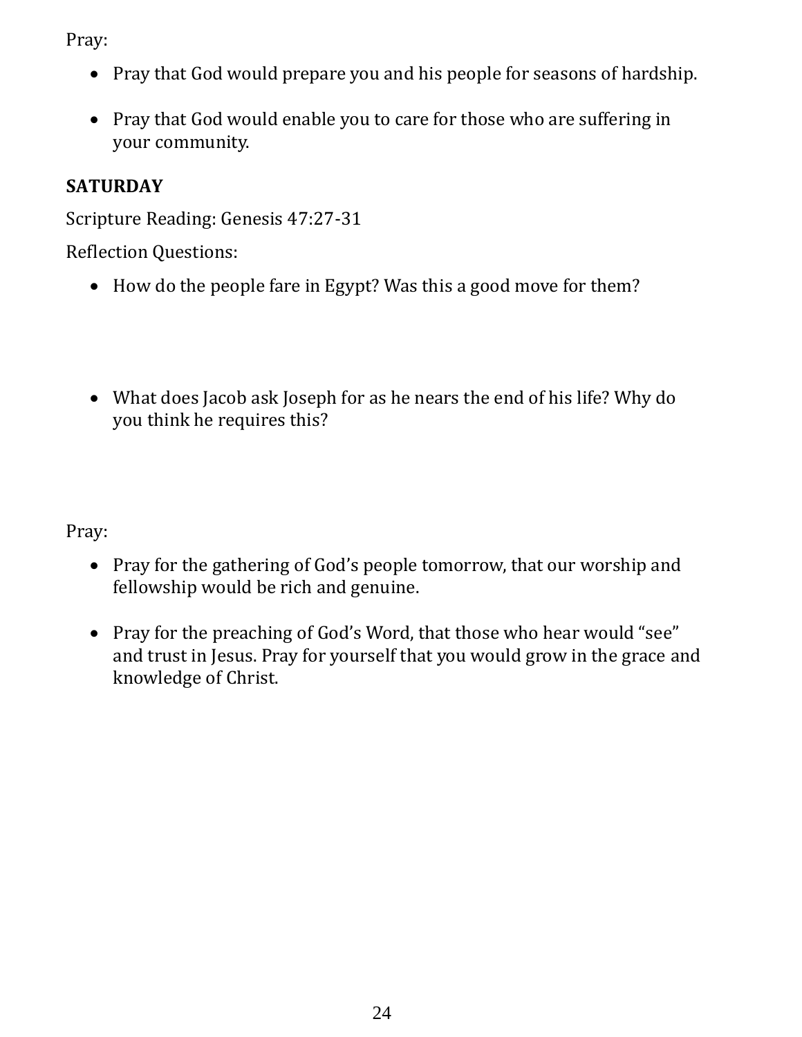Pray:

- Pray that God would prepare you and his people for seasons of hardship.
- Pray that God would enable you to care for those who are suffering in your community.

**SATURDAY**

Scripture Reading: Genesis 47:27-31

Reflection Questions:

- How do the people fare in Egypt? Was this a good move for them?

- What does Jacob ask Joseph for as he nears the end of his life? Why do you think he requires this?

Pray:

- Pray for the gathering of God's people tomorrow, that our worship and fellowship would be rich and genuine.
- Pray for the preaching of God's Word, that those who hear would "see" and trust in Jesus. Pray for yourself that you would grow in the grace and knowledge of Christ.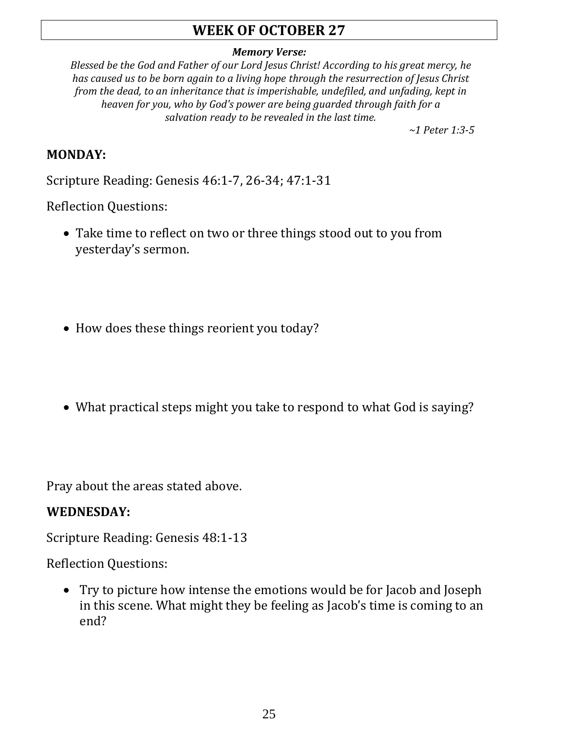## WEEK OF OCTOBER 27

***Memory Verse:***

*Blessed be the God and Father of our Lord Jesus Christ! According to his great mercy, he has caused us to be born again to a living hope through the resurrection of Jesus Christ from the dead, to an inheritance that is imperishable, undefiled, and unfading, kept in heaven for you, who by God's power are being guarded through faith for a salvation ready to be revealed in the last time.*

*~1 Peter 1:3-5*

**MONDAY:**

Scripture Reading: Genesis 46:1-7, 26-34; 47:1-31

Reflection Questions:

- Take time to reflect on two or three things stood out to you from yesterday's sermon.
- How does these things reorient you today?
- What practical steps might you take to respond to what God is saying?

Pray about the areas stated above.

**WEDNESDAY:**

Scripture Reading: Genesis 48:1-13

Reflection Questions:

- Try to picture how intense the emotions would be for Jacob and Joseph in this scene. What might they be feeling as Jacob's time is coming to an end?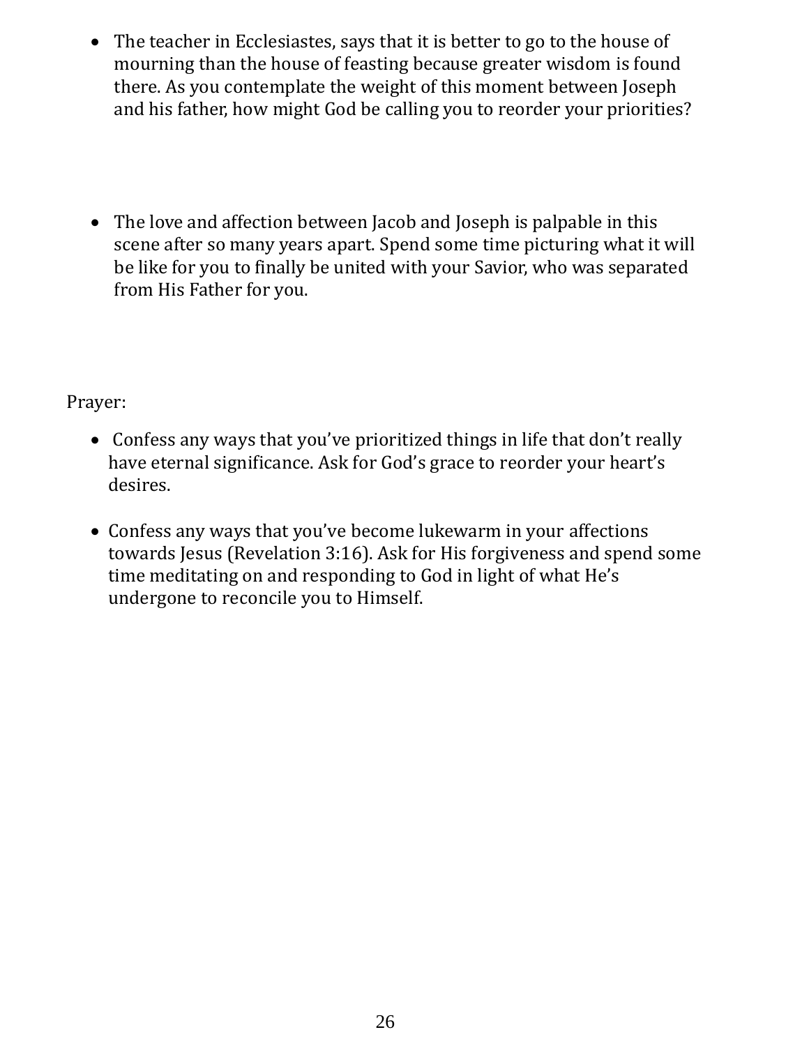- The teacher in Ecclesiastes, says that it is better to go to the house of mourning than the house of feasting because greater wisdom is found there. As you contemplate the weight of this moment between Joseph and his father, how might God be calling you to reorder your priorities?

- The love and affection between Jacob and Joseph is palpable in this scene after so many years apart. Spend some time picturing what it will be like for you to finally be united with your Savior, who was separated from His Father for you.

Prayer:

- Confess any ways that you've prioritized things in life that don't really have eternal significance. Ask for God's grace to reorder your heart's desires.

- Confess any ways that you've become lukewarm in your affections towards Jesus (Revelation 3:16). Ask for His forgiveness and spend some time meditating on and responding to God in light of what He's undergone to reconcile you to Himself.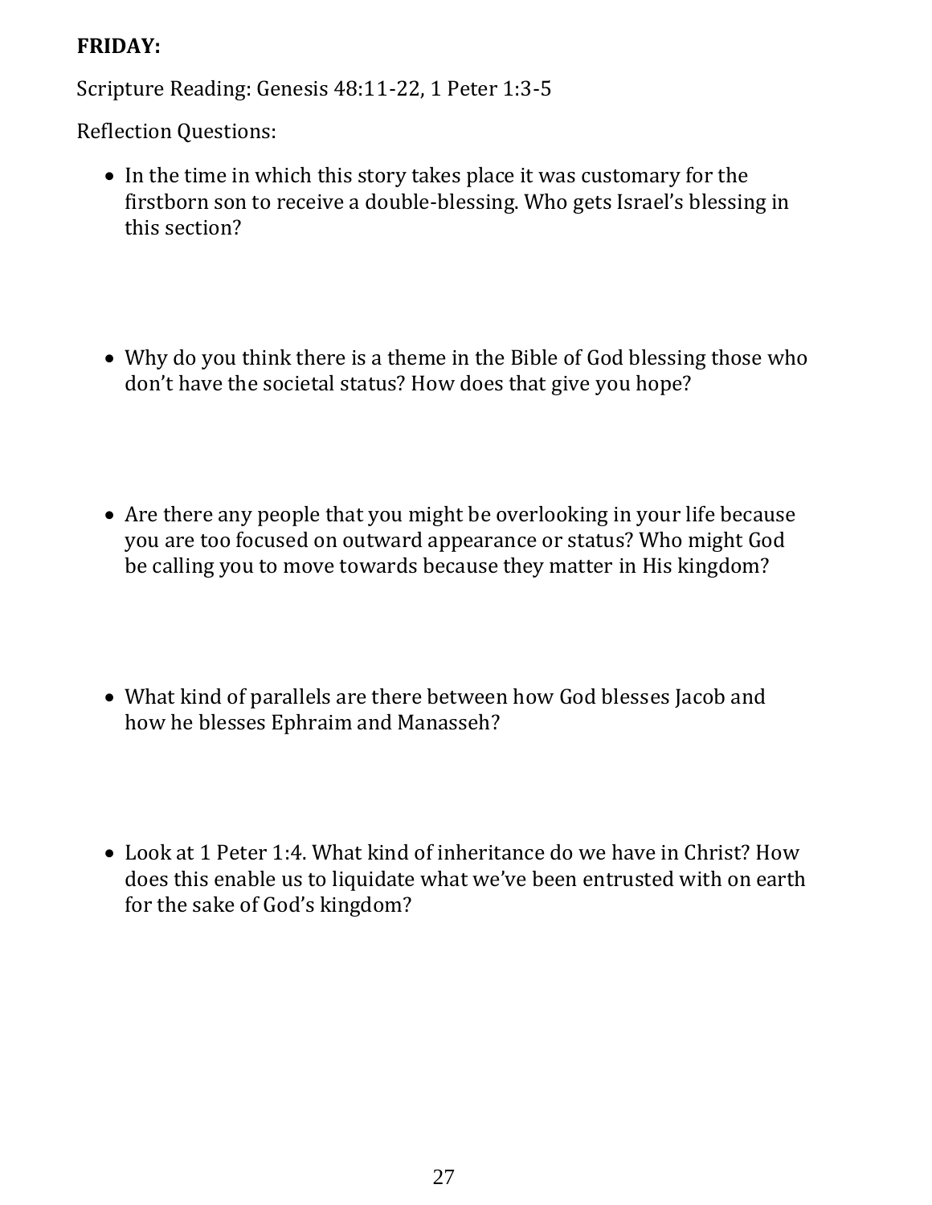**FRIDAY:**

Scripture Reading: Genesis 48:11-22, 1 Peter 1:3-5

Reflection Questions:

- In the time in which this story takes place it was customary for the firstborn son to receive a double-blessing. Who gets Israel's blessing in this section?

- Why do you think there is a theme in the Bible of God blessing those who don't have the societal status? How does that give you hope?

- Are there any people that you might be overlooking in your life because you are too focused on outward appearance or status? Who might God be calling you to move towards because they matter in His kingdom?

- What kind of parallels are there between how God blesses Jacob and how he blesses Ephraim and Manasseh?

- Look at 1 Peter 1:4. What kind of inheritance do we have in Christ? How does this enable us to liquidate what we've been entrusted with on earth for the sake of God's kingdom?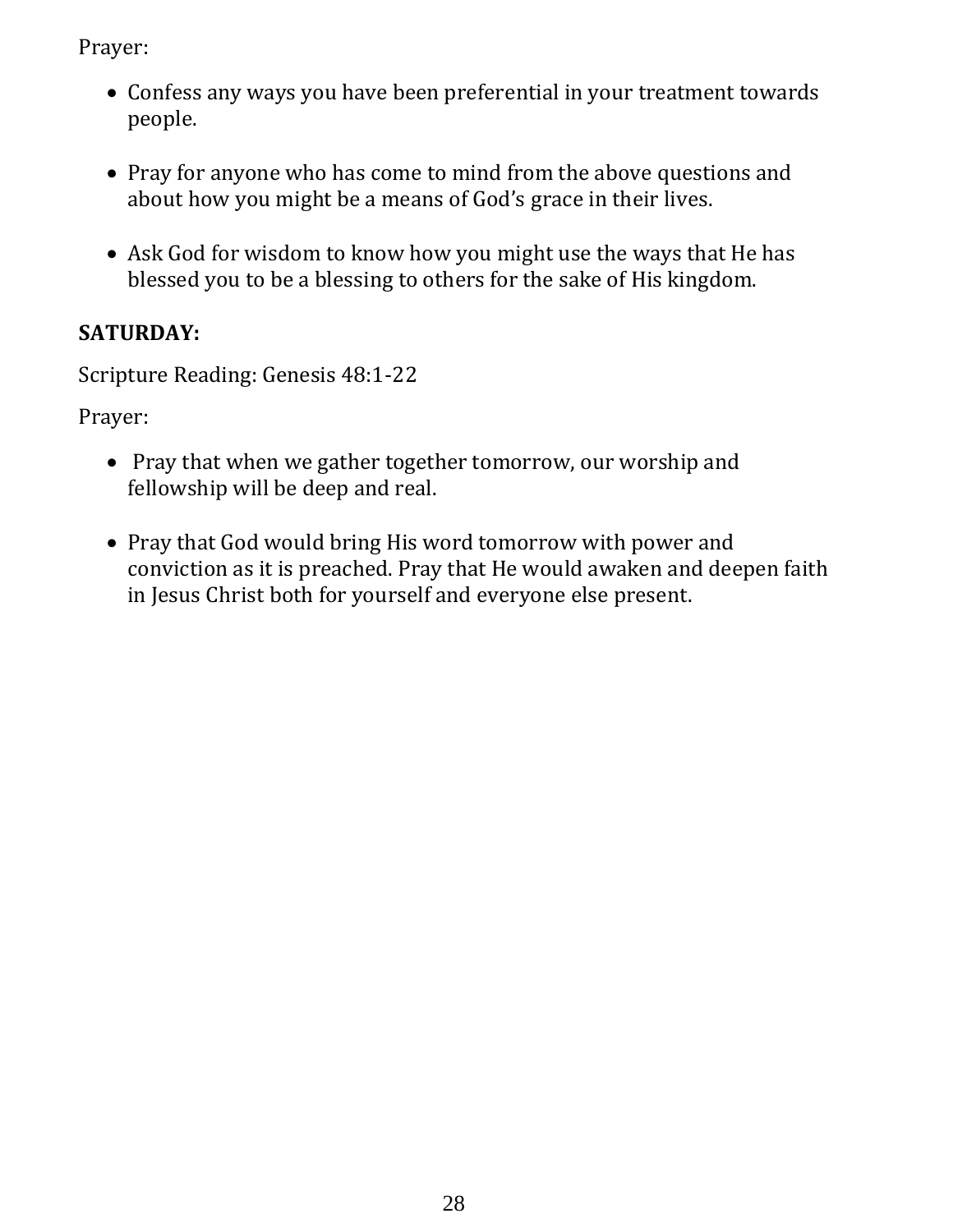Prayer:

- Confess any ways you have been preferential in your treatment towards people.

- Pray for anyone who has come to mind from the above questions and about how you might be a means of God's grace in their lives.

- Ask God for wisdom to know how you might use the ways that He has blessed you to be a blessing to others for the sake of His kingdom.

**SATURDAY:**

Scripture Reading: Genesis 48:1-22

Prayer:

- Pray that when we gather together tomorrow, our worship and fellowship will be deep and real.

- Pray that God would bring His word tomorrow with power and conviction as it is preached. Pray that He would awaken and deepen faith in Jesus Christ both for yourself and everyone else present.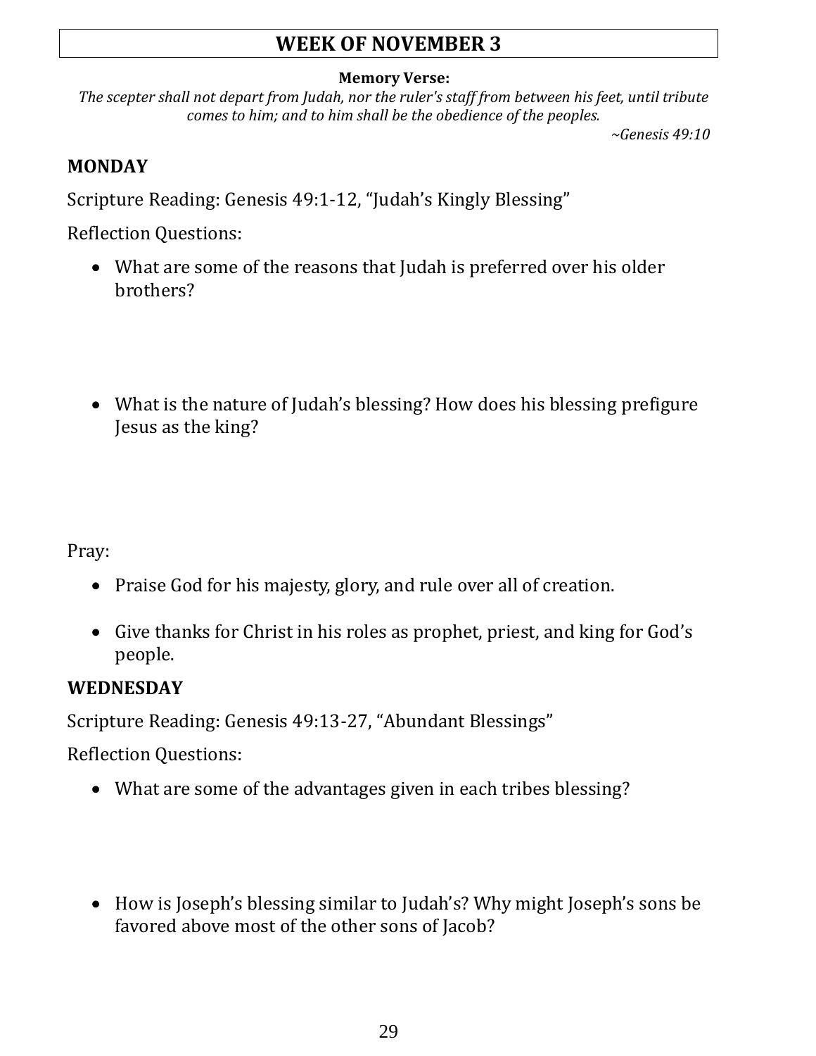# WEEK OF NOVEMBER 3

**Memory Verse:**

*The scepter shall not depart from Judah, nor the ruler's staff from between his feet, until tribute comes to him; and to him shall be the obedience of the peoples.*

*~Genesis 49:10*

**MONDAY**

Scripture Reading: Genesis 49:1-12, "Judah's Kingly Blessing"

Reflection Questions:

- What are some of the reasons that Judah is preferred over his older brothers?

- What is the nature of Judah's blessing? How does his blessing prefigure Jesus as the king?

Pray:

- Praise God for his majesty, glory, and rule over all of creation.

- Give thanks for Christ in his roles as prophet, priest, and king for God's people.

**WEDNESDAY**

Scripture Reading: Genesis 49:13-27, "Abundant Blessings"

Reflection Questions:

- What are some of the advantages given in each tribes blessing?

- How is Joseph's blessing similar to Judah's? Why might Joseph's sons be favored above most of the other sons of Jacob?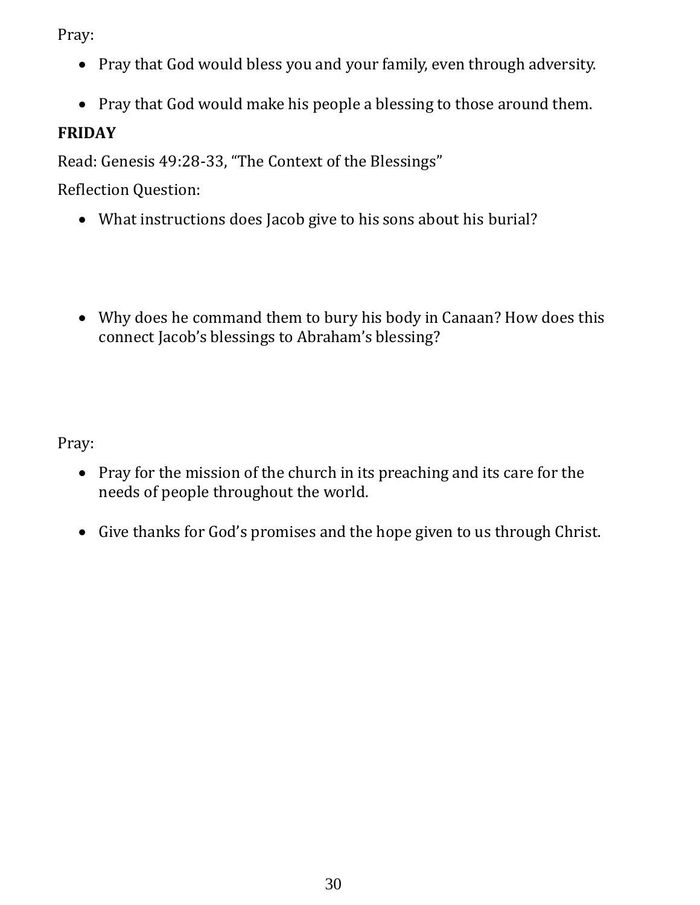Pray:

- Pray that God would bless you and your family, even through adversity.
- Pray that God would make his people a blessing to those around them.

**FRIDAY**

Read: Genesis 49:28-33, "The Context of the Blessings"

Reflection Question:

- What instructions does Jacob give to his sons about his burial?
- Why does he command them to bury his body in Canaan? How does this connect Jacob's blessings to Abraham's blessing?

Pray:

- Pray for the mission of the church in its preaching and its care for the needs of people throughout the world.
- Give thanks for God's promises and the hope given to us through Christ.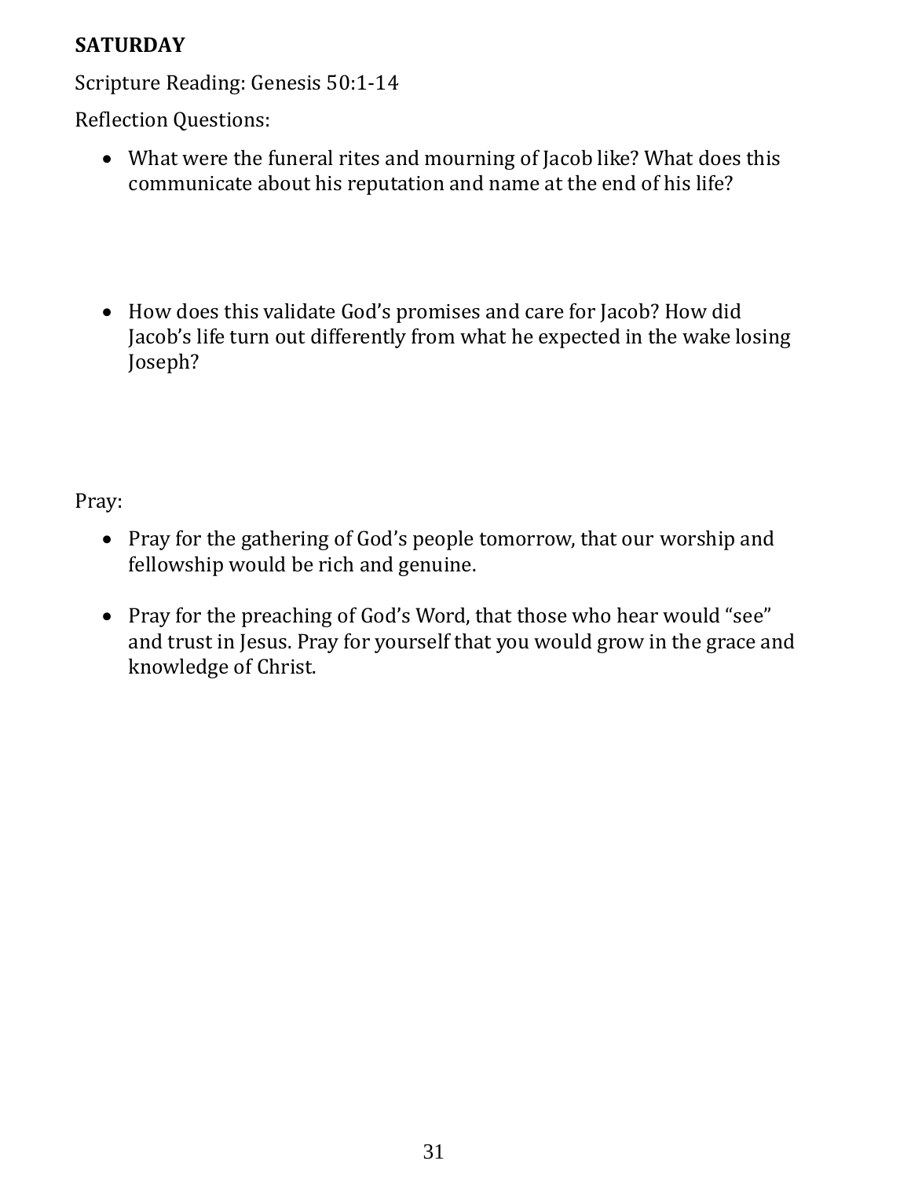**SATURDAY**

Scripture Reading: Genesis 50:1-14

Reflection Questions:

- What were the funeral rites and mourning of Jacob like? What does this communicate about his reputation and name at the end of his life?

- How does this validate God's promises and care for Jacob? How did Jacob's life turn out differently from what he expected in the wake losing Joseph?

Pray:

- Pray for the gathering of God's people tomorrow, that our worship and fellowship would be rich and genuine.

- Pray for the preaching of God's Word, that those who hear would "see" and trust in Jesus. Pray for yourself that you would grow in the grace and knowledge of Christ.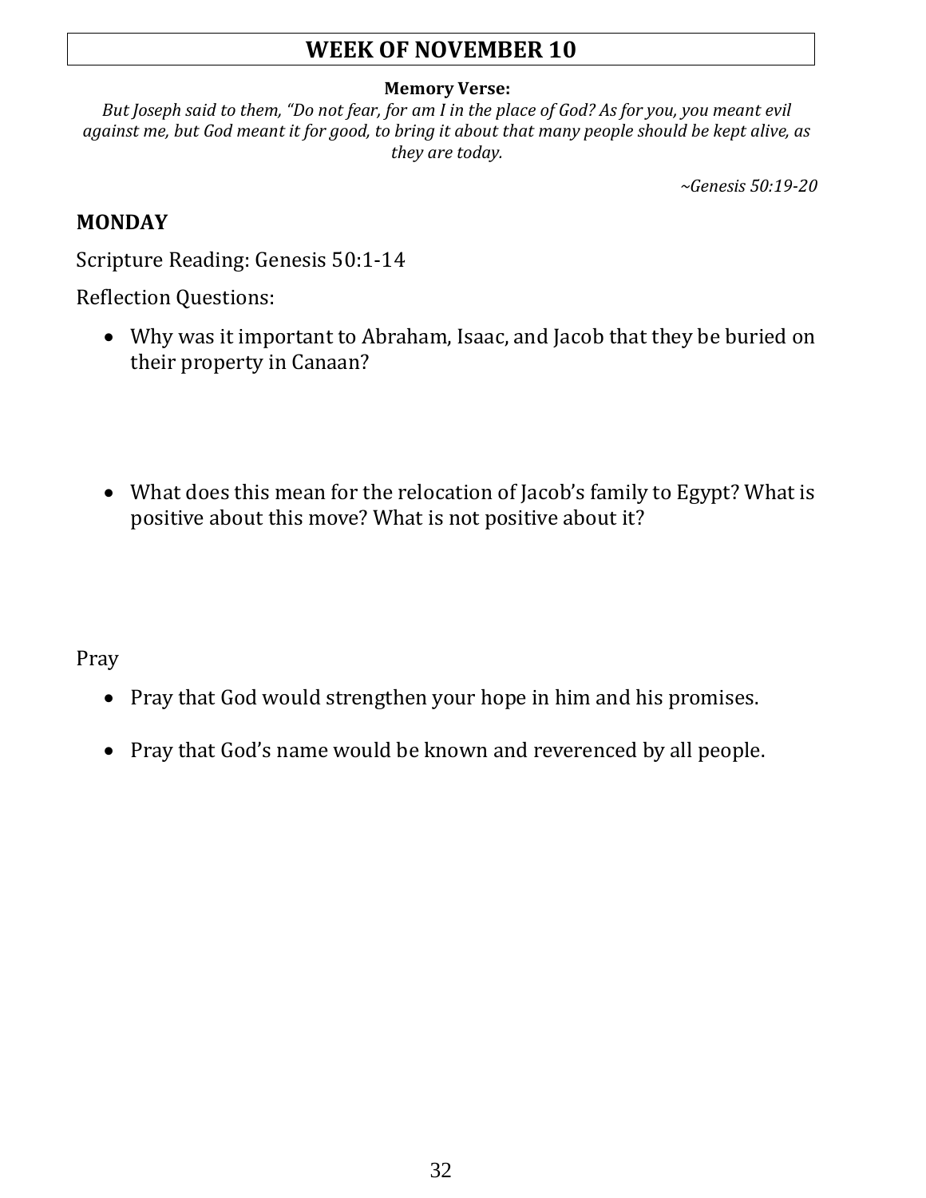# WEEK OF NOVEMBER 10

**Memory Verse:**

*But Joseph said to them, "Do not fear, for am I in the place of God? As for you, you meant evil against me, but God meant it for good, to bring it about that many people should be kept alive, as they are today.*

*~Genesis 50:19-20*

## MONDAY

Scripture Reading: Genesis 50:1-14

Reflection Questions:

- Why was it important to Abraham, Isaac, and Jacob that they be buried on their property in Canaan?

- What does this mean for the relocation of Jacob's family to Egypt? What is positive about this move? What is not positive about it?

Pray

- Pray that God would strengthen your hope in him and his promises.
- Pray that God's name would be known and reverenced by all people.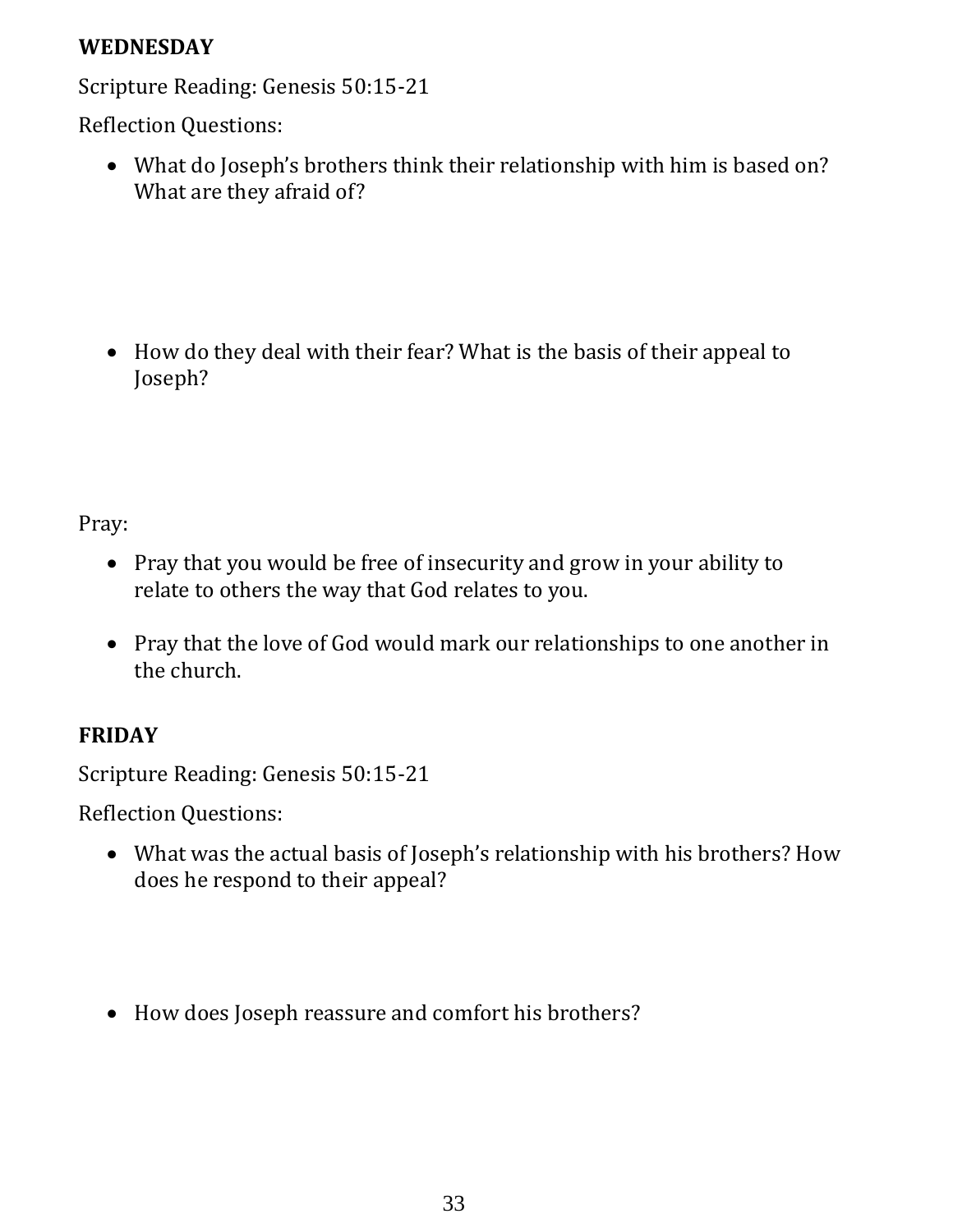**WEDNESDAY**

Scripture Reading: Genesis 50:15-21

Reflection Questions:

- What do Joseph's brothers think their relationship with him is based on? What are they afraid of?

- How do they deal with their fear? What is the basis of their appeal to Joseph?

Pray:

- Pray that you would be free of insecurity and grow in your ability to relate to others the way that God relates to you.

- Pray that the love of God would mark our relationships to one another in the church.

**FRIDAY**

Scripture Reading: Genesis 50:15-21

Reflection Questions:

- What was the actual basis of Joseph's relationship with his brothers? How does he respond to their appeal?

- How does Joseph reassure and comfort his brothers?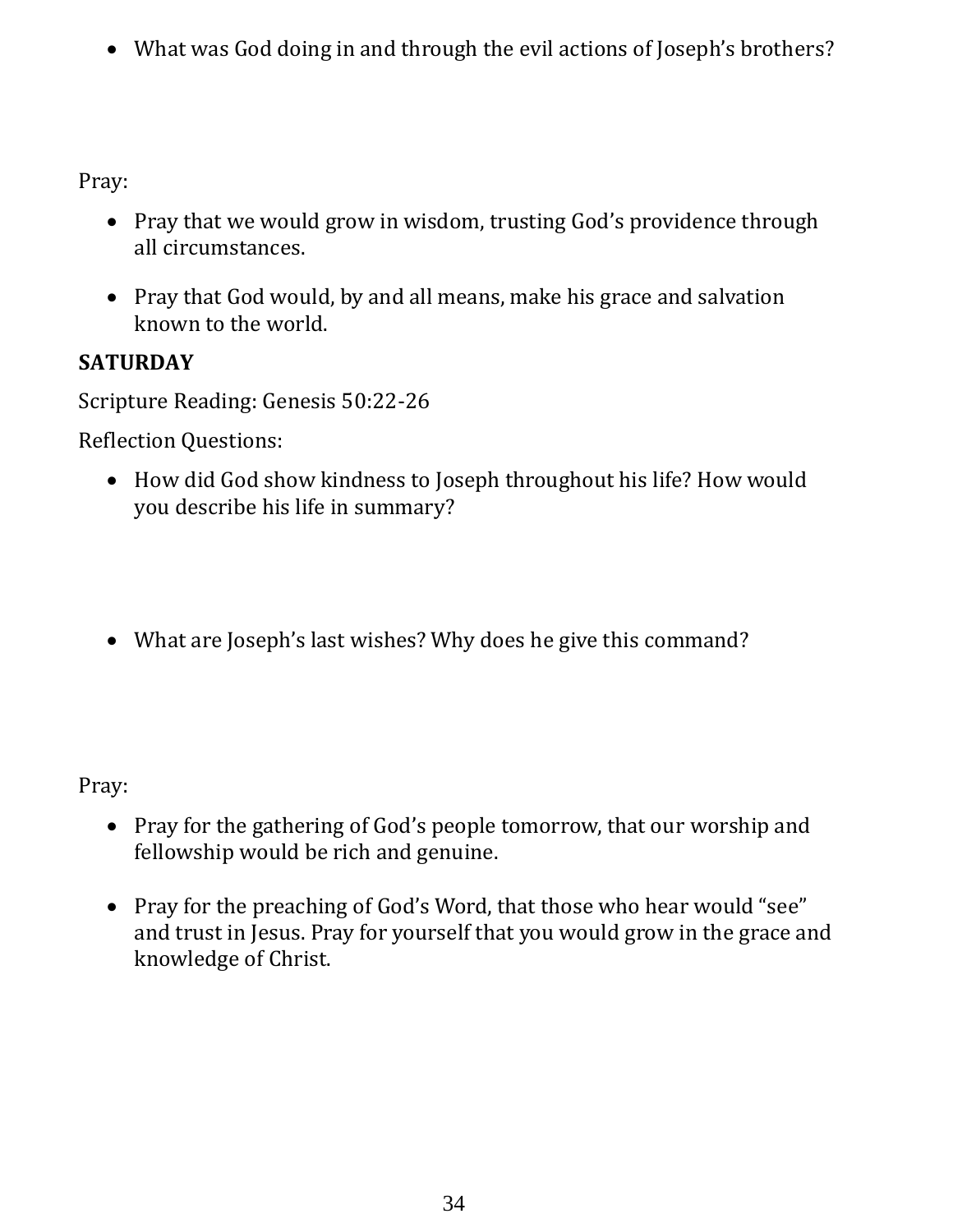- What was God doing in and through the evil actions of Joseph's brothers?

Pray:

- Pray that we would grow in wisdom, trusting God's providence through all circumstances.
- Pray that God would, by and all means, make his grace and salvation known to the world.

**SATURDAY**

Scripture Reading: Genesis 50:22-26

Reflection Questions:

- How did God show kindness to Joseph throughout his life? How would you describe his life in summary?
- What are Joseph's last wishes? Why does he give this command?

Pray:

- Pray for the gathering of God's people tomorrow, that our worship and fellowship would be rich and genuine.
- Pray for the preaching of God's Word, that those who hear would "see" and trust in Jesus. Pray for yourself that you would grow in the grace and knowledge of Christ.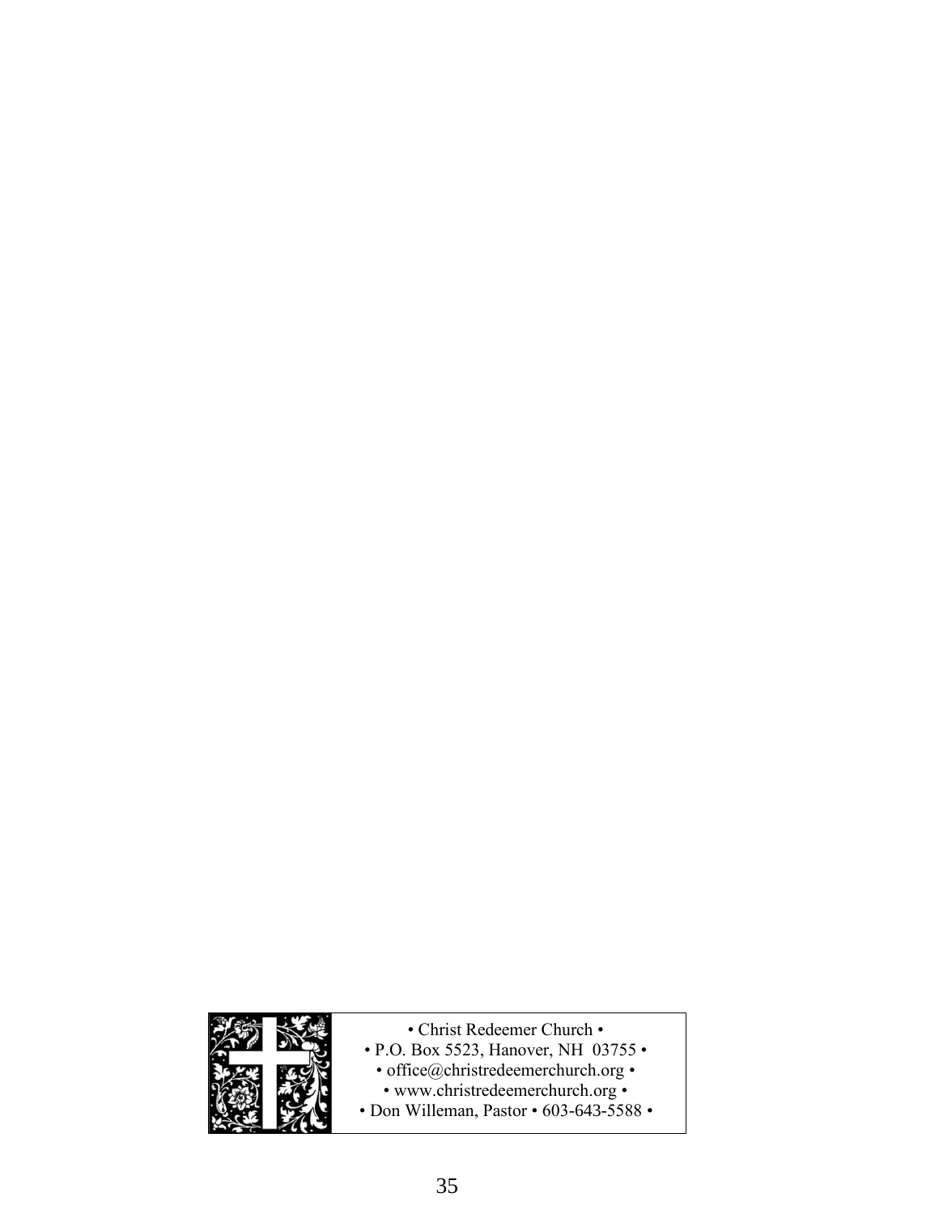• Christ Redeemer Church •
• P.O. Box 5523, Hanover, NH 03755 •
• office@christredeemerchurch.org •
• www.christredeemerchurch.org •
• Don Willeman, Pastor • 603-643-5588 •